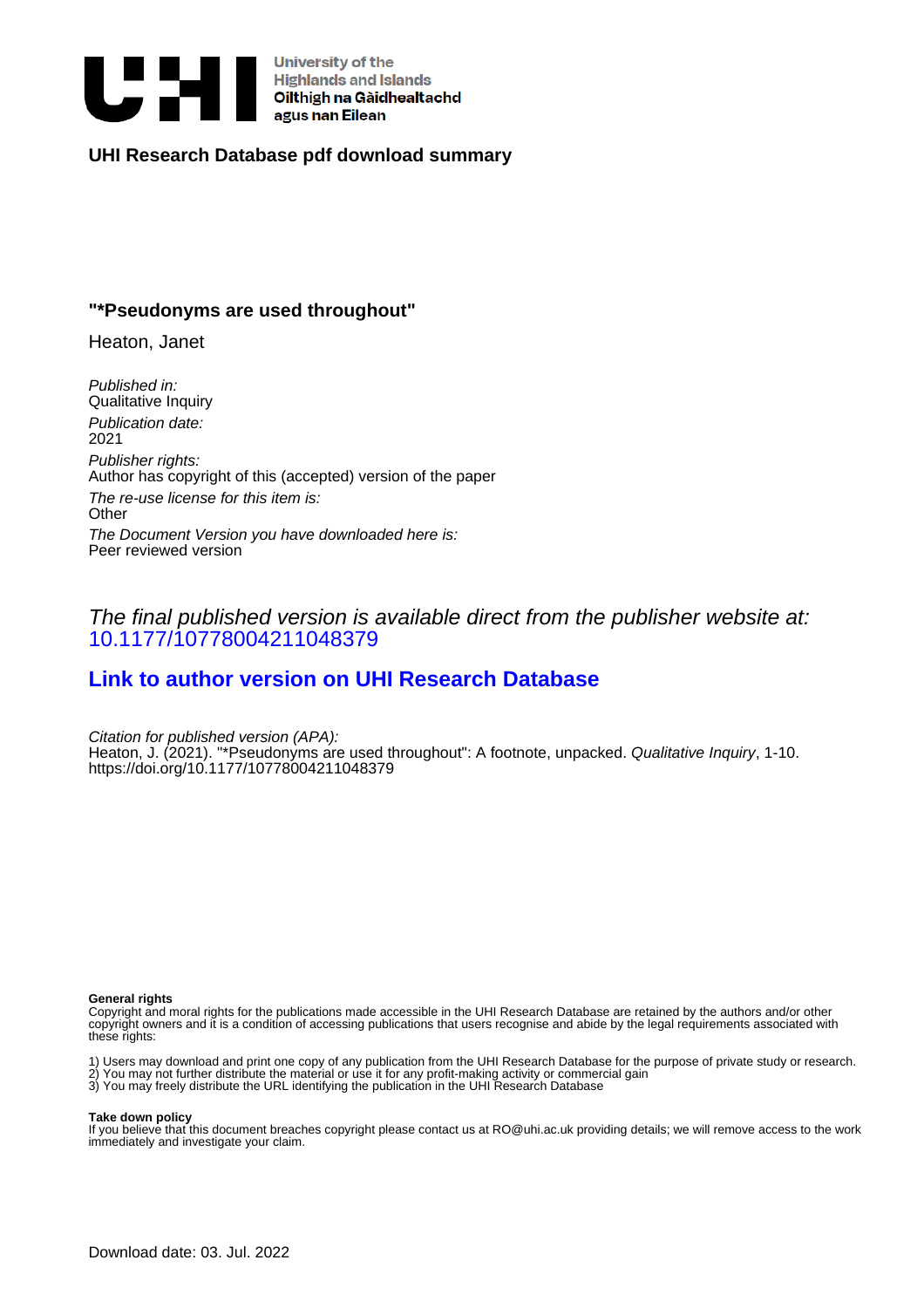University of the
Highlands and Islands
Oilthigh na Gàidhealtachd
agus nan Eilean

**UHI Research Database pdf download summary**

## "*Pseudonyms are used throughout"

Heaton, Janet

*Published in:*
Qualitative Inquiry

*Publication date:*
2021

*Publisher rights:*
Author has copyright of this (accepted) version of the paper

*The re-use license for this item is:*
Other

*The Document Version you have downloaded here is:*
Peer reviewed version

*The final published version is available direct from the publisher website at:*
10.1177/10778004211048379

**Link to author version on UHI Research Database**

*Citation for published version (APA):*
Heaton, J. (2021). "*Pseudonyms are used throughout": A footnote, unpacked. *Qualitative Inquiry*, 1-10. https://doi.org/10.1177/10778004211048379

**General rights**
Copyright and moral rights for the publications made accessible in the UHI Research Database are retained by the authors and/or other copyright owners and it is a condition of accessing publications that users recognise and abide by the legal requirements associated with these rights:

1) Users may download and print one copy of any publication from the UHI Research Database for the purpose of private study or research.
2) You may not further distribute the material or use it for any profit-making activity or commercial gain
3) You may freely distribute the URL identifying the publication in the UHI Research Database

**Take down policy**
If you believe that this document breaches copyright please contact us at RO@uhi.ac.uk providing details; we will remove access to the work immediately and investigate your claim.

Download date: 03. Jul. 2022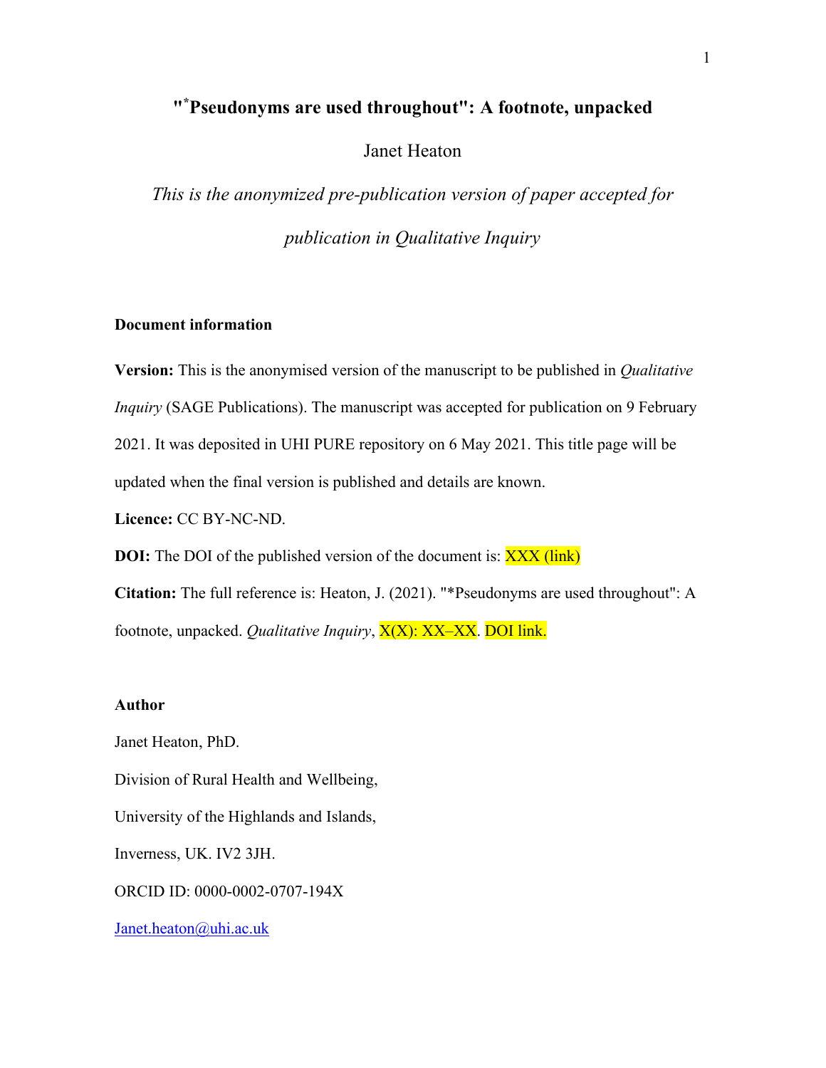# "*Pseudonyms are used throughout": A footnote, unpacked

Janet Heaton

*This is the anonymized pre-publication version of paper accepted for publication in Qualitative Inquiry*

**Document information**

**Version:** This is the anonymised version of the manuscript to be published in *Qualitative Inquiry* (SAGE Publications). The manuscript was accepted for publication on 9 February 2021. It was deposited in UHI PURE repository on 6 May 2021. This title page will be updated when the final version is published and details are known.

**Licence:** CC BY-NC-ND.

**DOI:** The DOI of the published version of the document is: XXX (link)

**Citation:** The full reference is: Heaton, J. (2021). "*Pseudonyms are used throughout": A footnote, unpacked. *Qualitative Inquiry*, X(X): XX–XX. DOI link.

**Author**

Janet Heaton, PhD.

Division of Rural Health and Wellbeing,

University of the Highlands and Islands,

Inverness, UK. IV2 3JH.

ORCID ID: 0000-0002-0707-194X

Janet.heaton@uhi.ac.uk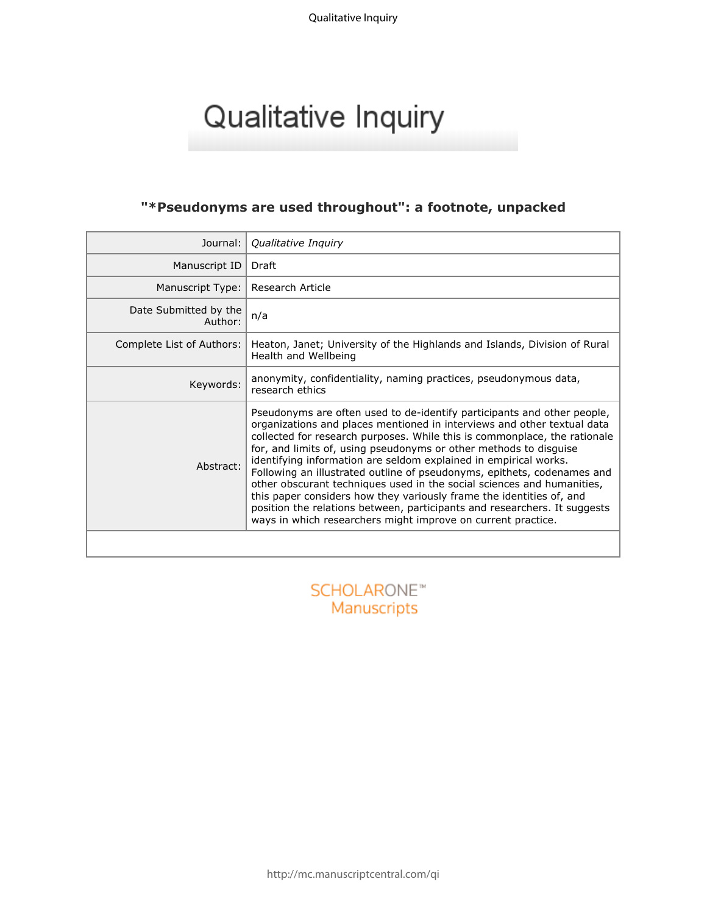# Qualitative Inquiry

## "*Pseudonyms are used throughout": a footnote, unpacked

| | |
|---|---|
| Journal: | *Qualitative Inquiry* |
| Manuscript ID | Draft |
| Manuscript Type: | Research Article |
| Date Submitted by the Author: | n/a |
| Complete List of Authors: | Heaton, Janet; University of the Highlands and Islands, Division of Rural Health and Wellbeing |
| Keywords: | anonymity, confidentiality, naming practices, pseudonymous data, research ethics |
| Abstract: | Pseudonyms are often used to de-identify participants and other people, organizations and places mentioned in interviews and other textual data collected for research purposes. While this is commonplace, the rationale for, and limits of, using pseudonyms or other methods to disguise identifying information are seldom explained in empirical works. Following an illustrated outline of pseudonyms, epithets, codenames and other obscurant techniques used in the social sciences and humanities, this paper considers how they variously frame the identities of, and position the relations between, participants and researchers. It suggests ways in which researchers might improve on current practice. |

SCHOLARONE™ Manuscripts

http://mc.manuscriptcentral.com/qi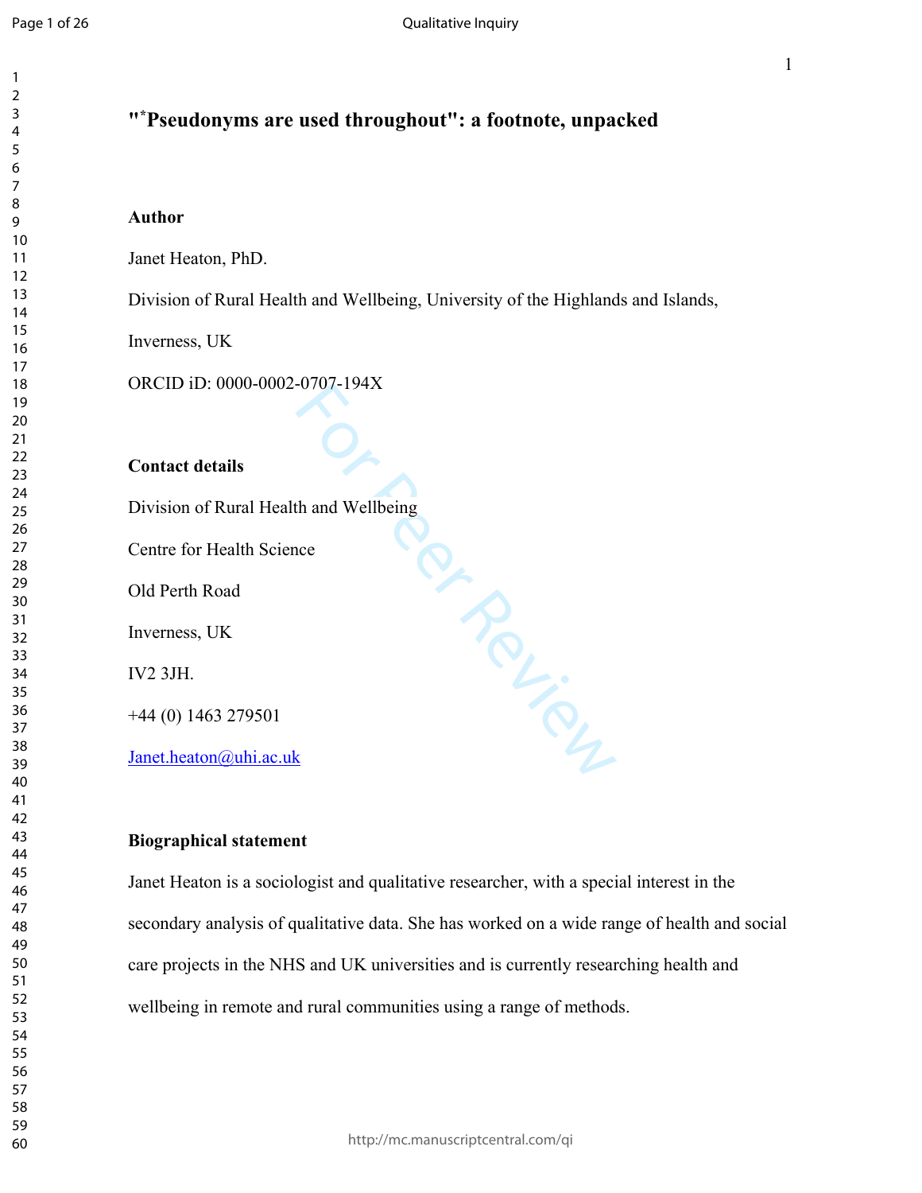# "*Pseudonyms are used throughout": a footnote, unpacked

**Author**

Janet Heaton, PhD.

Division of Rural Health and Wellbeing, University of the Highlands and Islands, Inverness, UK

ORCID iD: 0000-0002-0707-194X

**Contact details**

Division of Rural Health and Wellbeing

Centre for Health Science

Old Perth Road

Inverness, UK

IV2 3JH.

+44 (0) 1463 279501

Janet.heaton@uhi.ac.uk

**Biographical statement**

Janet Heaton is a sociologist and qualitative researcher, with a special interest in the secondary analysis of qualitative data. She has worked on a wide range of health and social care projects in the NHS and UK universities and is currently researching health and wellbeing in remote and rural communities using a range of methods.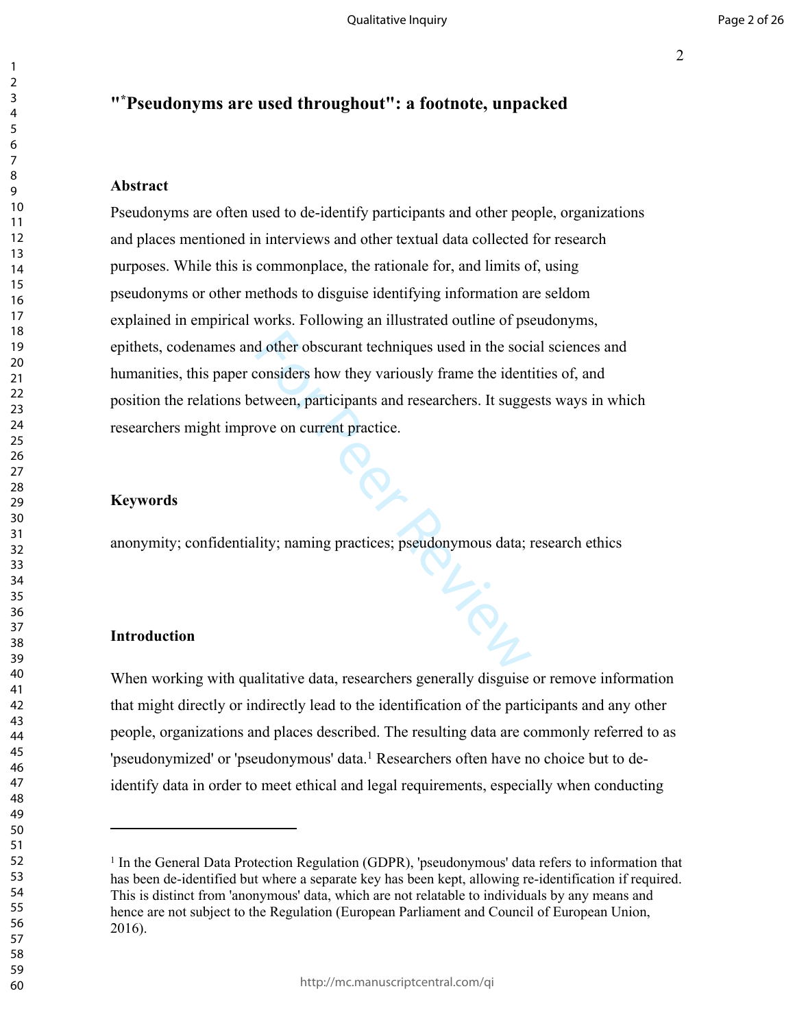# "*Pseudonyms are used throughout": a footnote, unpacked

## Abstract

Pseudonyms are often used to de-identify participants and other people, organizations and places mentioned in interviews and other textual data collected for research purposes. While this is commonplace, the rationale for, and limits of, using pseudonyms or other methods to disguise identifying information are seldom explained in empirical works. Following an illustrated outline of pseudonyms, epithets, codenames and other obscurant techniques used in the social sciences and humanities, this paper considers how they variously frame the identities of, and position the relations between, participants and researchers. It suggests ways in which researchers might improve on current practice.

## Keywords

anonymity; confidentiality; naming practices; pseudonymous data; research ethics

## Introduction

When working with qualitative data, researchers generally disguise or remove information that might directly or indirectly lead to the identification of the participants and any other people, organizations and places described. The resulting data are commonly referred to as 'pseudonymized' or 'pseudonymous' data.[1] Researchers often have no choice but to de-identify data in order to meet ethical and legal requirements, especially when conducting

---

[1] In the General Data Protection Regulation (GDPR), 'pseudonymous' data refers to information that has been de-identified but where a separate key has been kept, allowing re-identification if required. This is distinct from 'anonymous' data, which are not relatable to individuals by any means and hence are not subject to the Regulation (European Parliament and Council of European Union, 2016).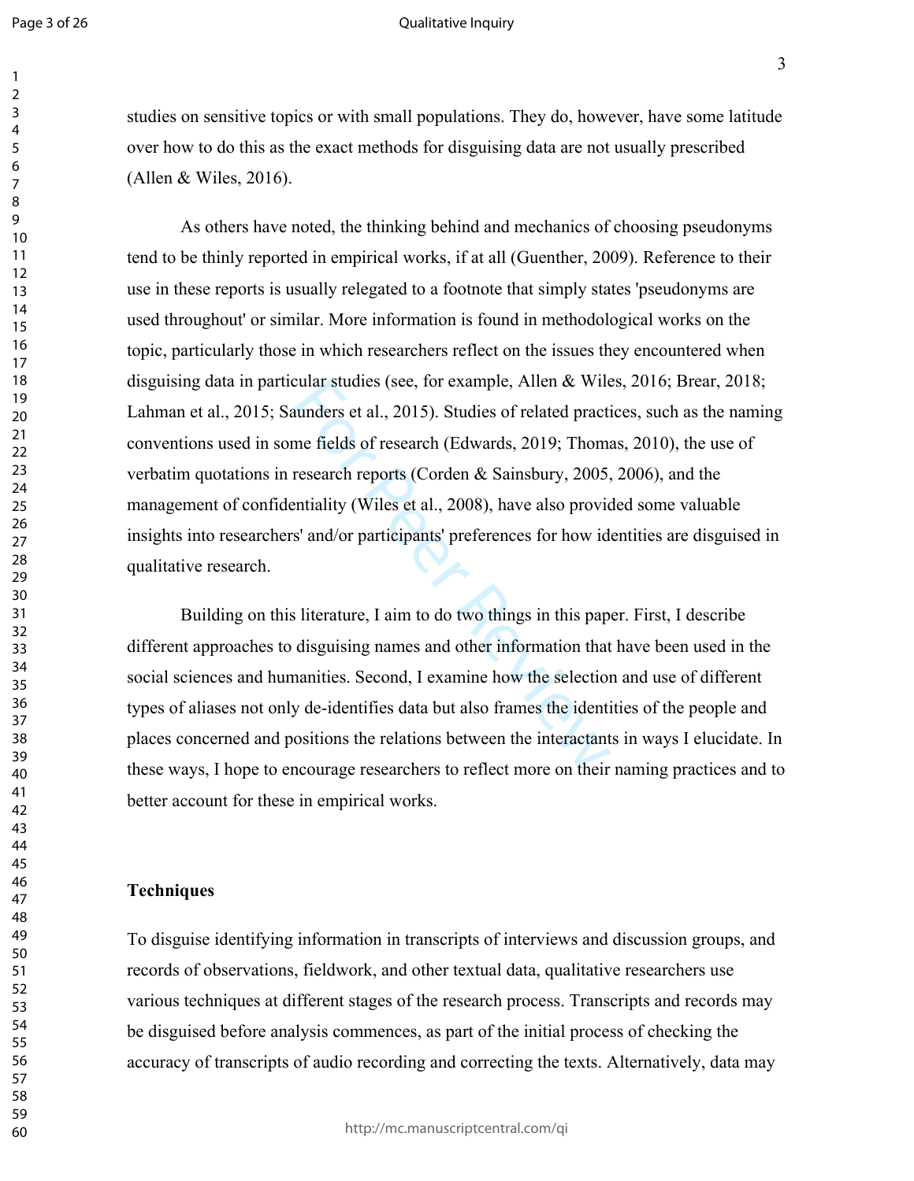studies on sensitive topics or with small populations. They do, however, have some latitude over how to do this as the exact methods for disguising data are not usually prescribed (Allen & Wiles, 2016).

As others have noted, the thinking behind and mechanics of choosing pseudonyms tend to be thinly reported in empirical works, if at all (Guenther, 2009). Reference to their use in these reports is usually relegated to a footnote that simply states 'pseudonyms are used throughout' or similar. More information is found in methodological works on the topic, particularly those in which researchers reflect on the issues they encountered when disguising data in particular studies (see, for example, Allen & Wiles, 2016; Brear, 2018; Lahman et al., 2015; Saunders et al., 2015). Studies of related practices, such as the naming conventions used in some fields of research (Edwards, 2019; Thomas, 2010), the use of verbatim quotations in research reports (Corden & Sainsbury, 2005, 2006), and the management of confidentiality (Wiles et al., 2008), have also provided some valuable insights into researchers' and/or participants' preferences for how identities are disguised in qualitative research.

Building on this literature, I aim to do two things in this paper. First, I describe different approaches to disguising names and other information that have been used in the social sciences and humanities. Second, I examine how the selection and use of different types of aliases not only de-identifies data but also frames the identities of the people and places concerned and positions the relations between the interactants in ways I elucidate. In these ways, I hope to encourage researchers to reflect more on their naming practices and to better account for these in empirical works.

## Techniques

To disguise identifying information in transcripts of interviews and discussion groups, and records of observations, fieldwork, and other textual data, qualitative researchers use various techniques at different stages of the research process. Transcripts and records may be disguised before analysis commences, as part of the initial process of checking the accuracy of transcripts of audio recording and correcting the texts. Alternatively, data may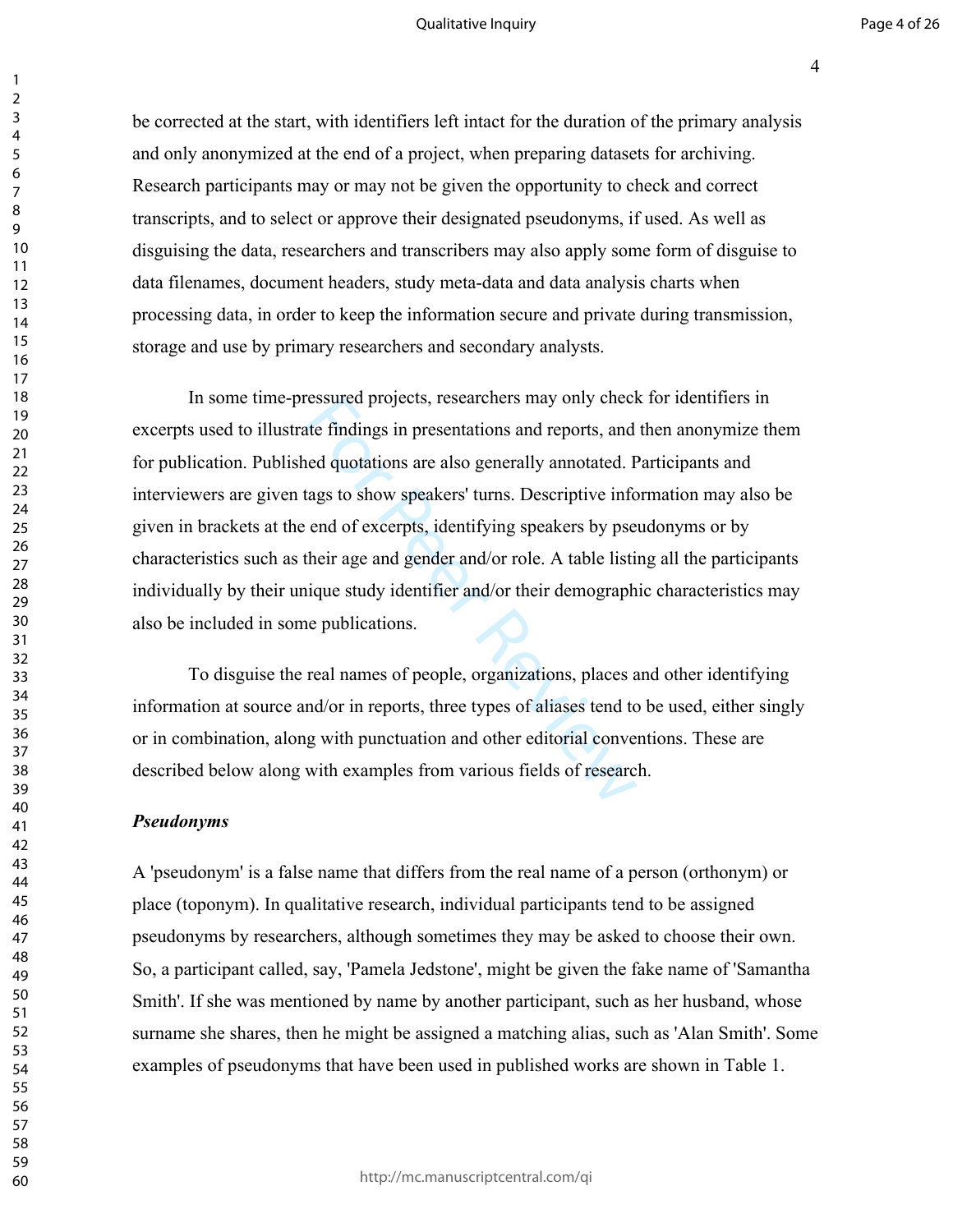be corrected at the start, with identifiers left intact for the duration of the primary analysis and only anonymized at the end of a project, when preparing datasets for archiving. Research participants may or may not be given the opportunity to check and correct transcripts, and to select or approve their designated pseudonyms, if used. As well as disguising the data, researchers and transcribers may also apply some form of disguise to data filenames, document headers, study meta-data and data analysis charts when processing data, in order to keep the information secure and private during transmission, storage and use by primary researchers and secondary analysts.

In some time-pressured projects, researchers may only check for identifiers in excerpts used to illustrate findings in presentations and reports, and then anonymize them for publication. Published quotations are also generally annotated. Participants and interviewers are given tags to show speakers' turns. Descriptive information may also be given in brackets at the end of excerpts, identifying speakers by pseudonyms or by characteristics such as their age and gender and/or role. A table listing all the participants individually by their unique study identifier and/or their demographic characteristics may also be included in some publications.

To disguise the real names of people, organizations, places and other identifying information at source and/or in reports, three types of aliases tend to be used, either singly or in combination, along with punctuation and other editorial conventions. These are described below along with examples from various fields of research.

***Pseudonyms***

A 'pseudonym' is a false name that differs from the real name of a person (orthonym) or place (toponym). In qualitative research, individual participants tend to be assigned pseudonyms by researchers, although sometimes they may be asked to choose their own. So, a participant called, say, 'Pamela Jedstone', might be given the fake name of 'Samantha Smith'. If she was mentioned by name by another participant, such as her husband, whose surname she shares, then he might be assigned a matching alias, such as 'Alan Smith'. Some examples of pseudonyms that have been used in published works are shown in Table 1.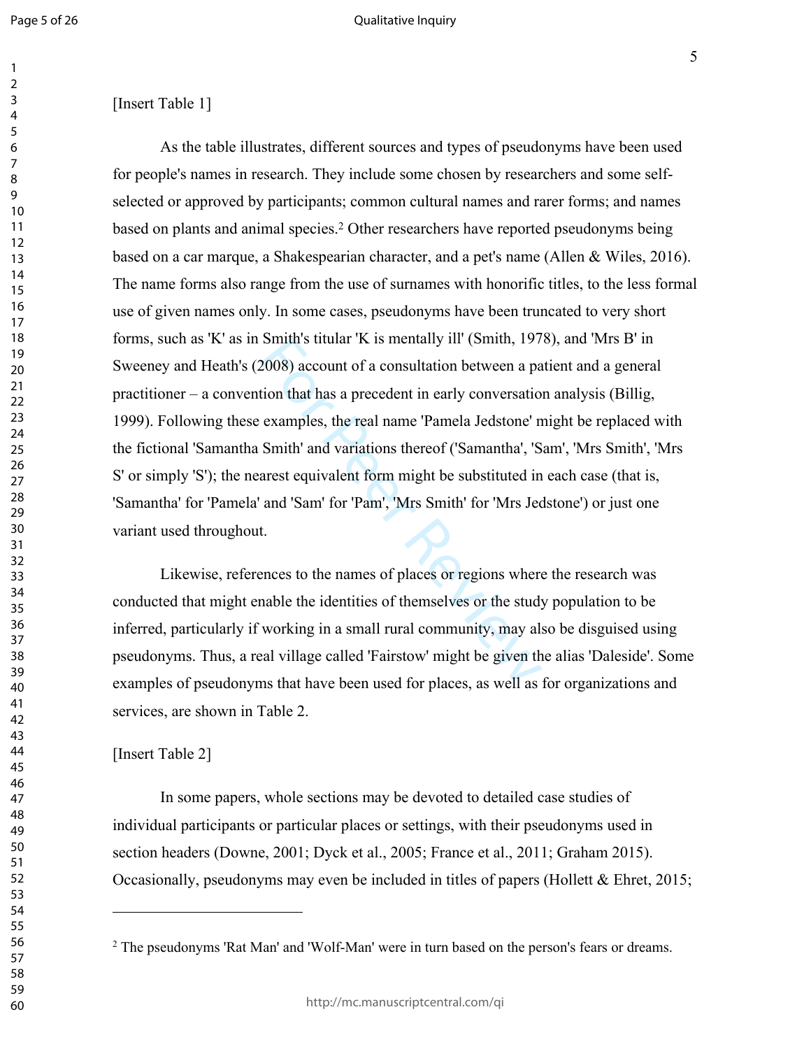[Insert Table 1]

As the table illustrates, different sources and types of pseudonyms have been used for people's names in research. They include some chosen by researchers and some self-selected or approved by participants; common cultural names and rarer forms; and names based on plants and animal species.[2] Other researchers have reported pseudonyms being based on a car marque, a Shakespearian character, and a pet's name (Allen & Wiles, 2016). The name forms also range from the use of surnames with honorific titles, to the less formal use of given names only. In some cases, pseudonyms have been truncated to very short forms, such as 'K' as in Smith's titular 'K is mentally ill' (Smith, 1978), and 'Mrs B' in Sweeney and Heath's (2008) account of a consultation between a patient and a general practitioner – a convention that has a precedent in early conversation analysis (Billig, 1999). Following these examples, the real name 'Pamela Jedstone' might be replaced with the fictional 'Samantha Smith' and variations thereof ('Samantha', 'Sam', 'Mrs Smith', 'Mrs S' or simply 'S'); the nearest equivalent form might be substituted in each case (that is, 'Samantha' for 'Pamela' and 'Sam' for 'Pam', 'Mrs Smith' for 'Mrs Jedstone') or just one variant used throughout.

Likewise, references to the names of places or regions where the research was conducted that might enable the identities of themselves or the study population to be inferred, particularly if working in a small rural community, may also be disguised using pseudonyms. Thus, a real village called 'Fairstow' might be given the alias 'Daleside'. Some examples of pseudonyms that have been used for places, as well as for organizations and services, are shown in Table 2.

[Insert Table 2]

In some papers, whole sections may be devoted to detailed case studies of individual participants or particular places or settings, with their pseudonyms used in section headers (Downe, 2001; Dyck et al., 2005; France et al., 2011; Graham 2015). Occasionally, pseudonyms may even be included in titles of papers (Hollett & Ehret, 2015;

---

[2] The pseudonyms 'Rat Man' and 'Wolf-Man' were in turn based on the person's fears or dreams.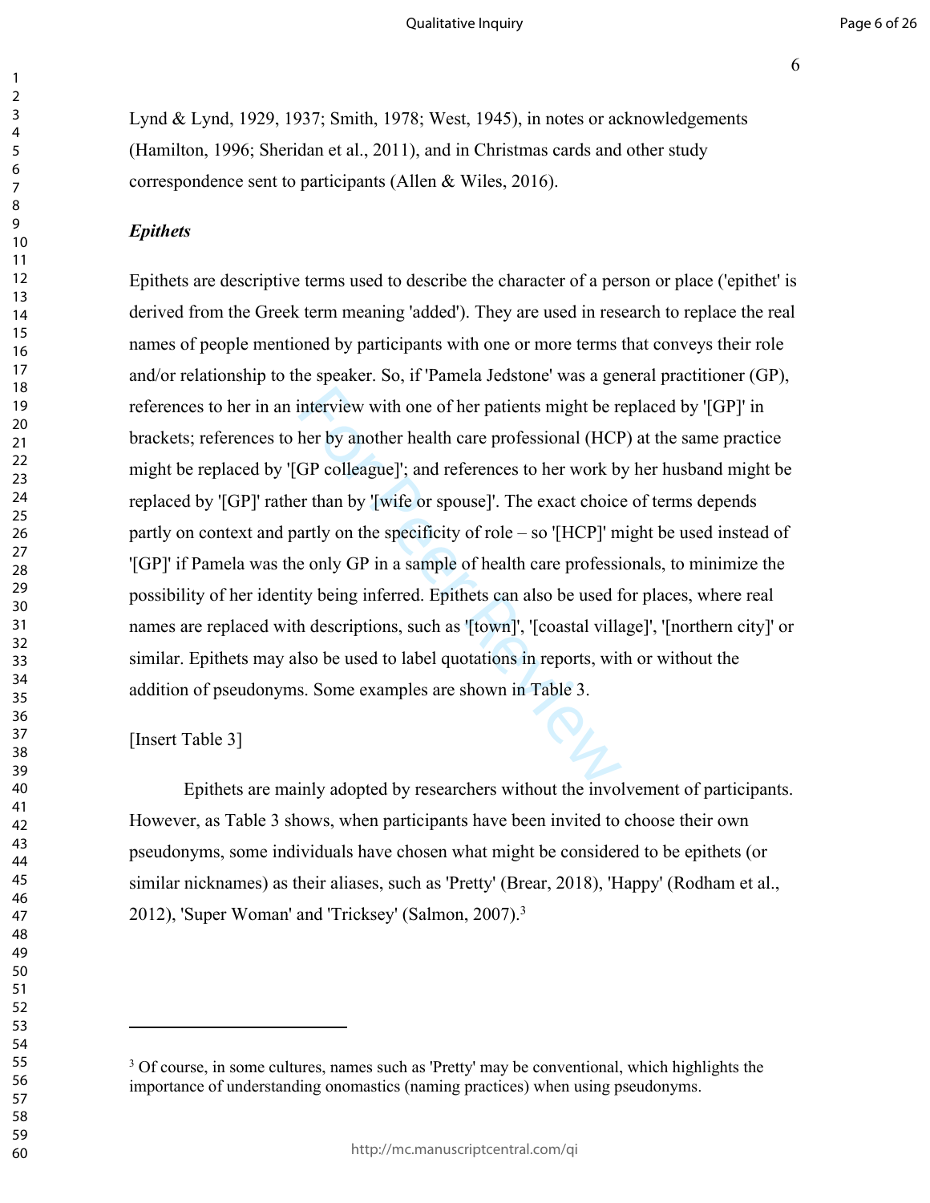Lynd & Lynd, 1929, 1937; Smith, 1978; West, 1945), in notes or acknowledgements (Hamilton, 1996; Sheridan et al., 2011), and in Christmas cards and other study correspondence sent to participants (Allen & Wiles, 2016).

### *Epithets*

Epithets are descriptive terms used to describe the character of a person or place ('epithet' is derived from the Greek term meaning 'added'). They are used in research to replace the real names of people mentioned by participants with one or more terms that conveys their role and/or relationship to the speaker. So, if 'Pamela Jedstone' was a general practitioner (GP), references to her in an interview with one of her patients might be replaced by '[GP]' in brackets; references to her by another health care professional (HCP) at the same practice might be replaced by '[GP colleague]'; and references to her work by her husband might be replaced by '[GP]' rather than by '[wife or spouse]'. The exact choice of terms depends partly on context and partly on the specificity of role – so '[HCP]' might be used instead of '[GP]' if Pamela was the only GP in a sample of health care professionals, to minimize the possibility of her identity being inferred. Epithets can also be used for places, where real names are replaced with descriptions, such as '[town]', '[coastal village]', '[northern city]' or similar. Epithets may also be used to label quotations in reports, with or without the addition of pseudonyms. Some examples are shown in Table 3.

[Insert Table 3]

Epithets are mainly adopted by researchers without the involvement of participants. However, as Table 3 shows, when participants have been invited to choose their own pseudonyms, some individuals have chosen what might be considered to be epithets (or similar nicknames) as their aliases, such as 'Pretty' (Brear, 2018), 'Happy' (Rodham et al., 2012), 'Super Woman' and 'Tricksey' (Salmon, 2007).[3]

[3] Of course, in some cultures, names such as 'Pretty' may be conventional, which highlights the importance of understanding onomastics (naming practices) when using pseudonyms.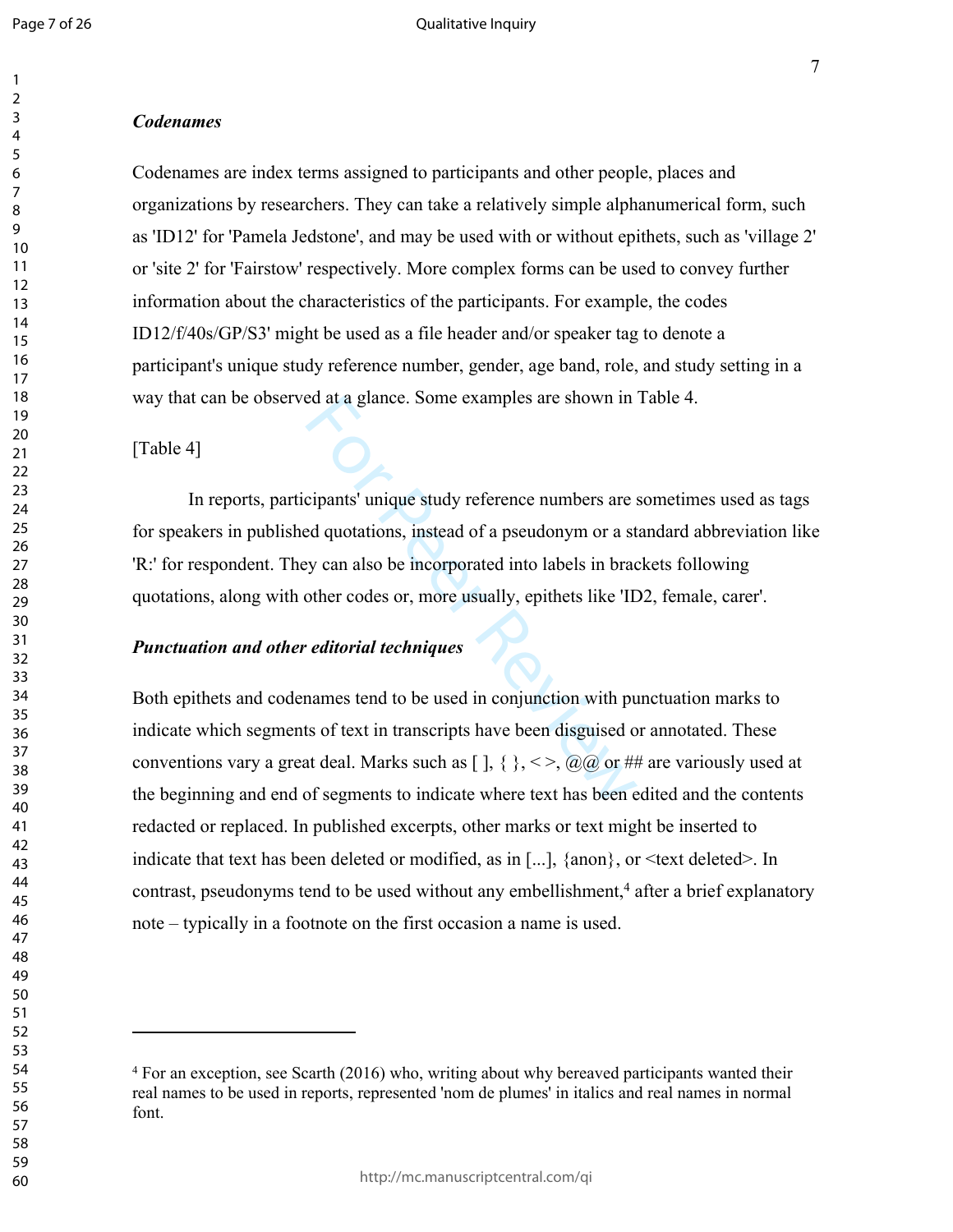***Codenames***

Codenames are index terms assigned to participants and other people, places and organizations by researchers. They can take a relatively simple alphanumerical form, such as 'ID12' for 'Pamela Jedstone', and may be used with or without epithets, such as 'village 2' or 'site 2' for 'Fairstow' respectively. More complex forms can be used to convey further information about the characteristics of the participants. For example, the codes ID12/f/40s/GP/S3' might be used as a file header and/or speaker tag to denote a participant's unique study reference number, gender, age band, role, and study setting in a way that can be observed at a glance. Some examples are shown in Table 4.

[Table 4]

In reports, participants' unique study reference numbers are sometimes used as tags for speakers in published quotations, instead of a pseudonym or a standard abbreviation like 'R:' for respondent. They can also be incorporated into labels in brackets following quotations, along with other codes or, more usually, epithets like 'ID2, female, carer'.

***Punctuation and other editorial techniques***

Both epithets and codenames tend to be used in conjunction with punctuation marks to indicate which segments of text in transcripts have been disguised or annotated. These conventions vary a great deal. Marks such as [ ], { }, < >, @@ or ## are variously used at the beginning and end of segments to indicate where text has been edited and the contents redacted or replaced. In published excerpts, other marks or text might be inserted to indicate that text has been deleted or modified, as in [...], {anon}, or <text deleted>. In contrast, pseudonyms tend to be used without any embellishment,[4] after a brief explanatory note – typically in a footnote on the first occasion a name is used.

[4] For an exception, see Scarth (2016) who, writing about why bereaved participants wanted their real names to be used in reports, represented 'nom de plumes' in italics and real names in normal font.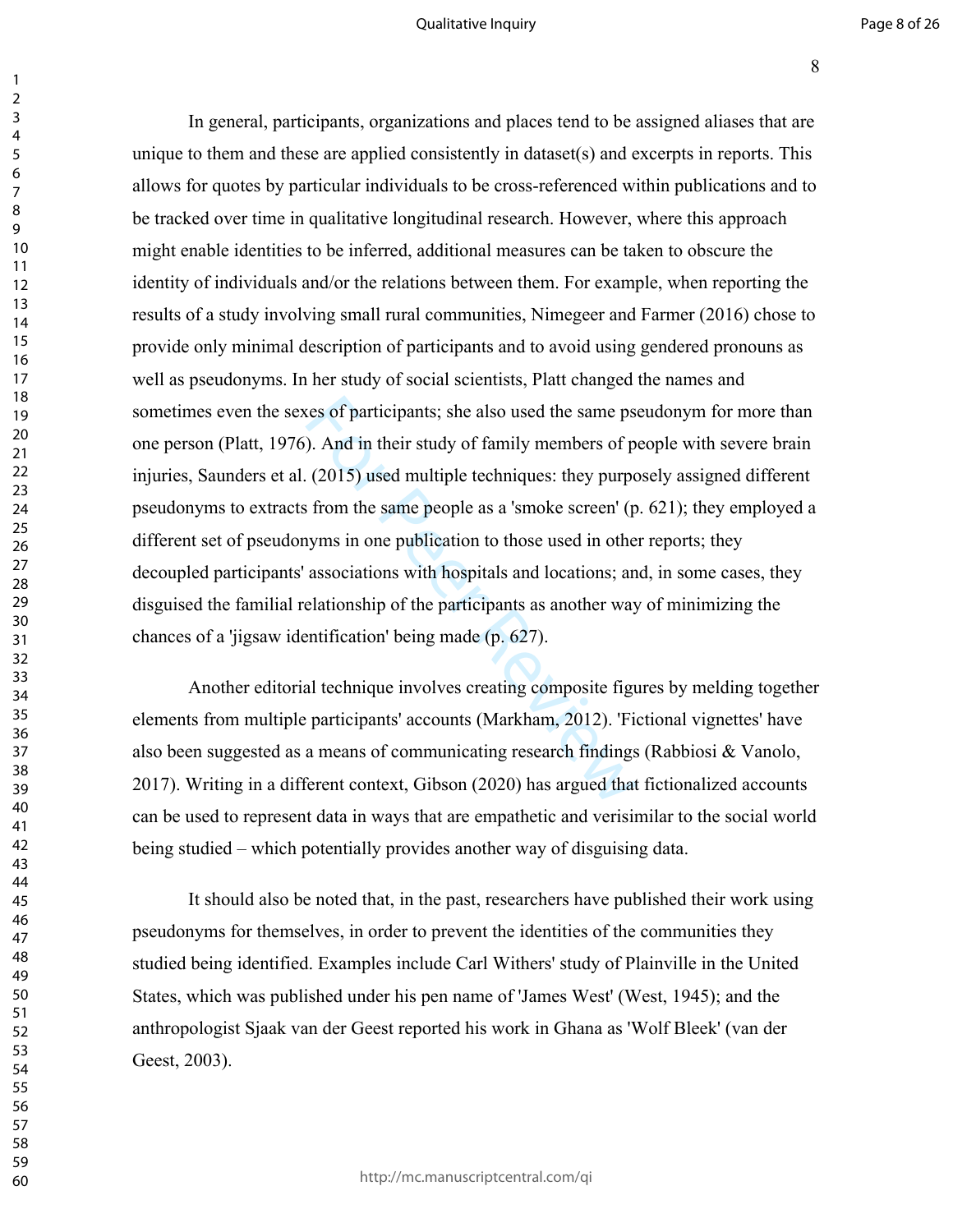In general, participants, organizations and places tend to be assigned aliases that are unique to them and these are applied consistently in dataset(s) and excerpts in reports. This allows for quotes by particular individuals to be cross-referenced within publications and to be tracked over time in qualitative longitudinal research. However, where this approach might enable identities to be inferred, additional measures can be taken to obscure the identity of individuals and/or the relations between them. For example, when reporting the results of a study involving small rural communities, Nimegeer and Farmer (2016) chose to provide only minimal description of participants and to avoid using gendered pronouns as well as pseudonyms. In her study of social scientists, Platt changed the names and sometimes even the sexes of participants; she also used the same pseudonym for more than one person (Platt, 1976). And in their study of family members of people with severe brain injuries, Saunders et al. (2015) used multiple techniques: they purposely assigned different pseudonyms to extracts from the same people as a 'smoke screen' (p. 621); they employed a different set of pseudonyms in one publication to those used in other reports; they decoupled participants' associations with hospitals and locations; and, in some cases, they disguised the familial relationship of the participants as another way of minimizing the chances of a 'jigsaw identification' being made (p. 627).

Another editorial technique involves creating composite figures by melding together elements from multiple participants' accounts (Markham, 2012). 'Fictional vignettes' have also been suggested as a means of communicating research findings (Rabbiosi & Vanolo, 2017). Writing in a different context, Gibson (2020) has argued that fictionalized accounts can be used to represent data in ways that are empathetic and verisimilar to the social world being studied – which potentially provides another way of disguising data.

It should also be noted that, in the past, researchers have published their work using pseudonyms for themselves, in order to prevent the identities of the communities they studied being identified. Examples include Carl Withers' study of Plainville in the United States, which was published under his pen name of 'James West' (West, 1945); and the anthropologist Sjaak van der Geest reported his work in Ghana as 'Wolf Bleek' (van der Geest, 2003).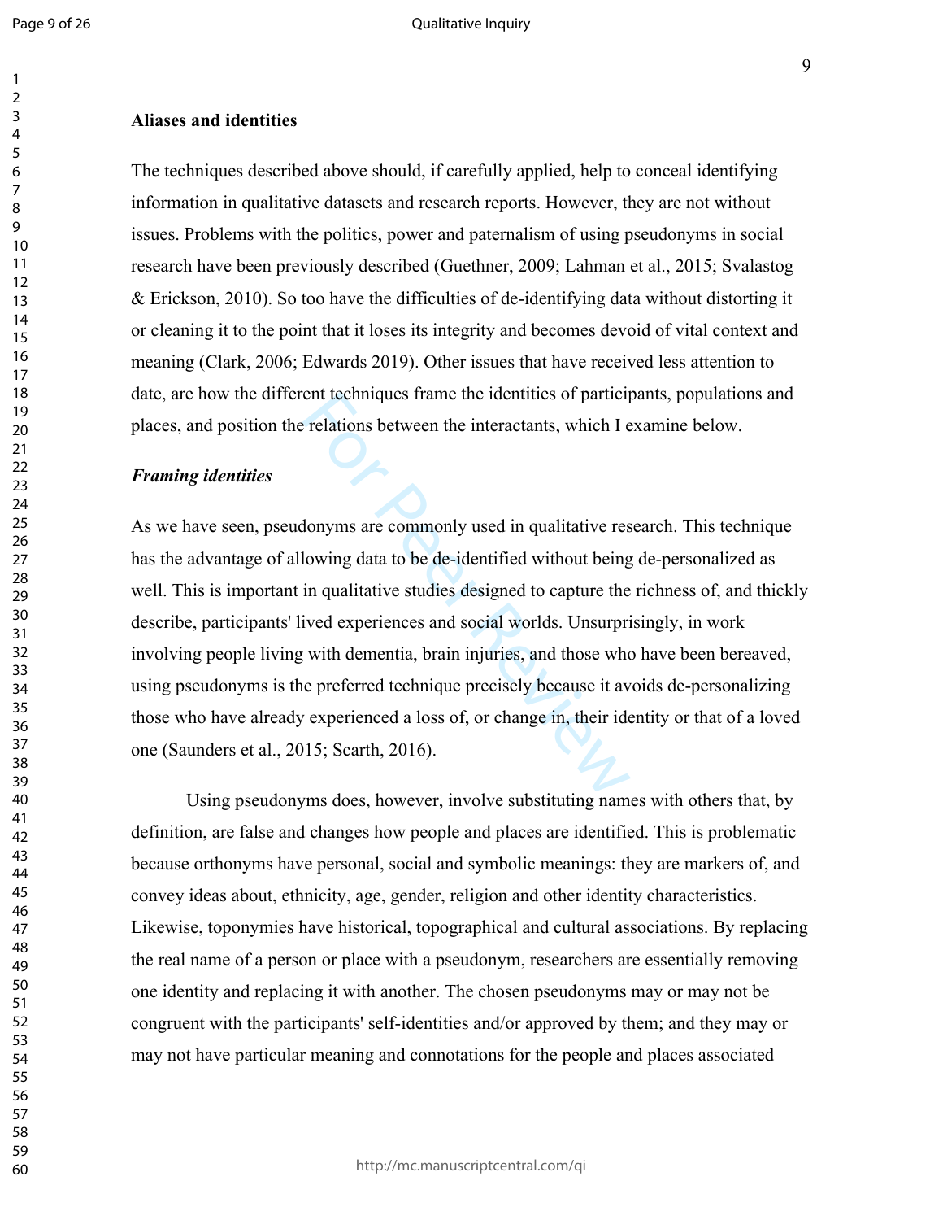**Aliases and identities**

The techniques described above should, if carefully applied, help to conceal identifying information in qualitative datasets and research reports. However, they are not without issues. Problems with the politics, power and paternalism of using pseudonyms in social research have been previously described (Guethner, 2009; Lahman et al., 2015; Svalastog & Erickson, 2010). So too have the difficulties of de-identifying data without distorting it or cleaning it to the point that it loses its integrity and becomes devoid of vital context and meaning (Clark, 2006; Edwards 2019). Other issues that have received less attention to date, are how the different techniques frame the identities of participants, populations and places, and position the relations between the interactants, which I examine below.

***Framing identities***

As we have seen, pseudonyms are commonly used in qualitative research. This technique has the advantage of allowing data to be de-identified without being de-personalized as well. This is important in qualitative studies designed to capture the richness of, and thickly describe, participants' lived experiences and social worlds. Unsurprisingly, in work involving people living with dementia, brain injuries, and those who have been bereaved, using pseudonyms is the preferred technique precisely because it avoids de-personalizing those who have already experienced a loss of, or change in, their identity or that of a loved one (Saunders et al., 2015; Scarth, 2016).

Using pseudonyms does, however, involve substituting names with others that, by definition, are false and changes how people and places are identified. This is problematic because orthonyms have personal, social and symbolic meanings: they are markers of, and convey ideas about, ethnicity, age, gender, religion and other identity characteristics. Likewise, toponymies have historical, topographical and cultural associations. By replacing the real name of a person or place with a pseudonym, researchers are essentially removing one identity and replacing it with another. The chosen pseudonyms may or may not be congruent with the participants' self-identities and/or approved by them; and they may or may not have particular meaning and connotations for the people and places associated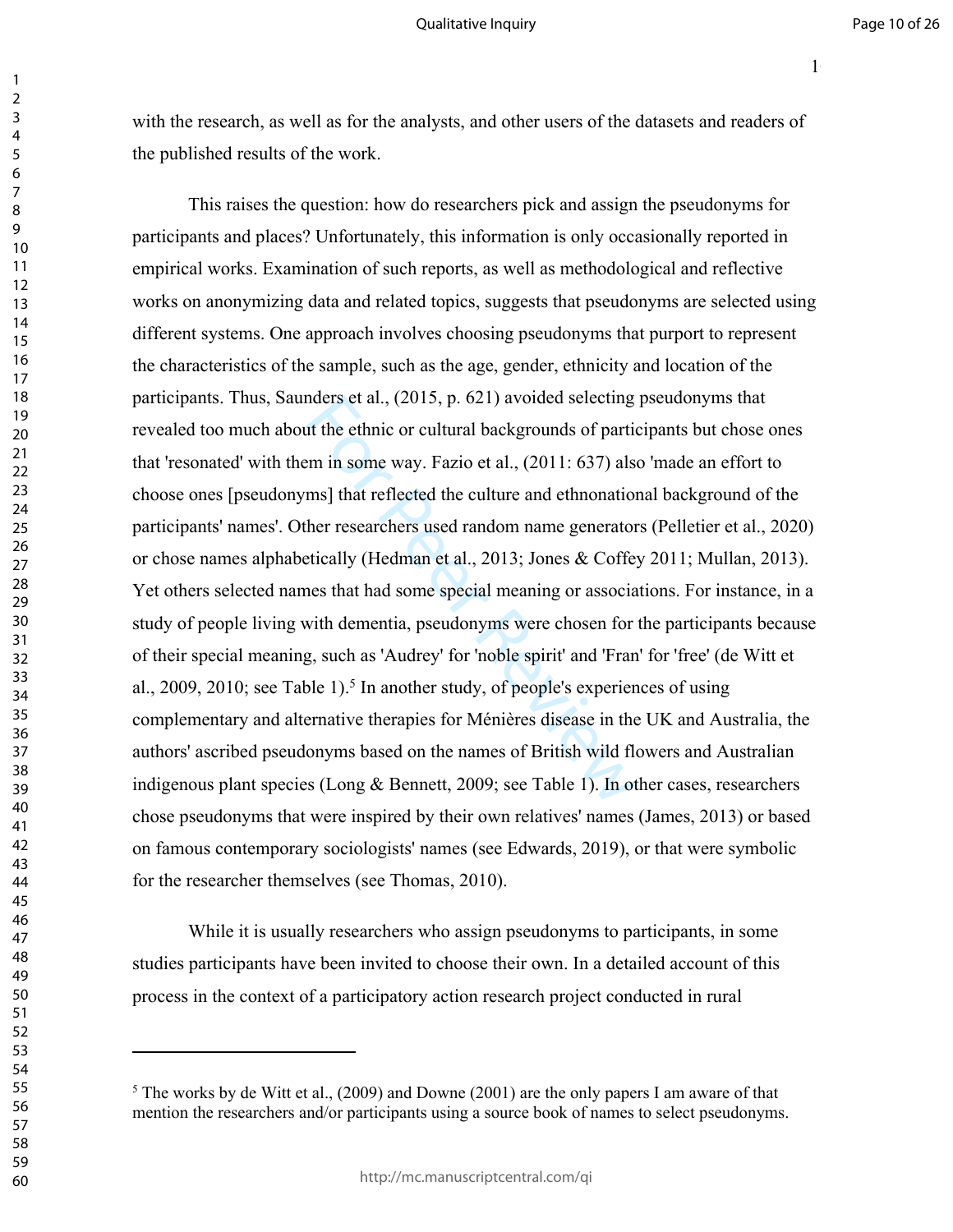with the research, as well as for the analysts, and other users of the datasets and readers of the published results of the work.

This raises the question: how do researchers pick and assign the pseudonyms for participants and places? Unfortunately, this information is only occasionally reported in empirical works. Examination of such reports, as well as methodological and reflective works on anonymizing data and related topics, suggests that pseudonyms are selected using different systems. One approach involves choosing pseudonyms that purport to represent the characteristics of the sample, such as the age, gender, ethnicity and location of the participants. Thus, Saunders et al., (2015, p. 621) avoided selecting pseudonyms that revealed too much about the ethnic or cultural backgrounds of participants but chose ones that 'resonated' with them in some way. Fazio et al., (2011: 637) also 'made an effort to choose ones [pseudonyms] that reflected the culture and ethnonational background of the participants' names'. Other researchers used random name generators (Pelletier et al., 2020) or chose names alphabetically (Hedman et al., 2013; Jones & Coffey 2011; Mullan, 2013). Yet others selected names that had some special meaning or associations. For instance, in a study of people living with dementia, pseudonyms were chosen for the participants because of their special meaning, such as 'Audrey' for 'noble spirit' and 'Fran' for 'free' (de Witt et al., 2009, 2010; see Table 1).[5] In another study, of people's experiences of using complementary and alternative therapies for Ménières disease in the UK and Australia, the authors' ascribed pseudonyms based on the names of British wild flowers and Australian indigenous plant species (Long & Bennett, 2009; see Table 1). In other cases, researchers chose pseudonyms that were inspired by their own relatives' names (James, 2013) or based on famous contemporary sociologists' names (see Edwards, 2019), or that were symbolic for the researcher themselves (see Thomas, 2010).

While it is usually researchers who assign pseudonyms to participants, in some studies participants have been invited to choose their own. In a detailed account of this process in the context of a participatory action research project conducted in rural

---

[5] The works by de Witt et al., (2009) and Downe (2001) are the only papers I am aware of that mention the researchers and/or participants using a source book of names to select pseudonyms.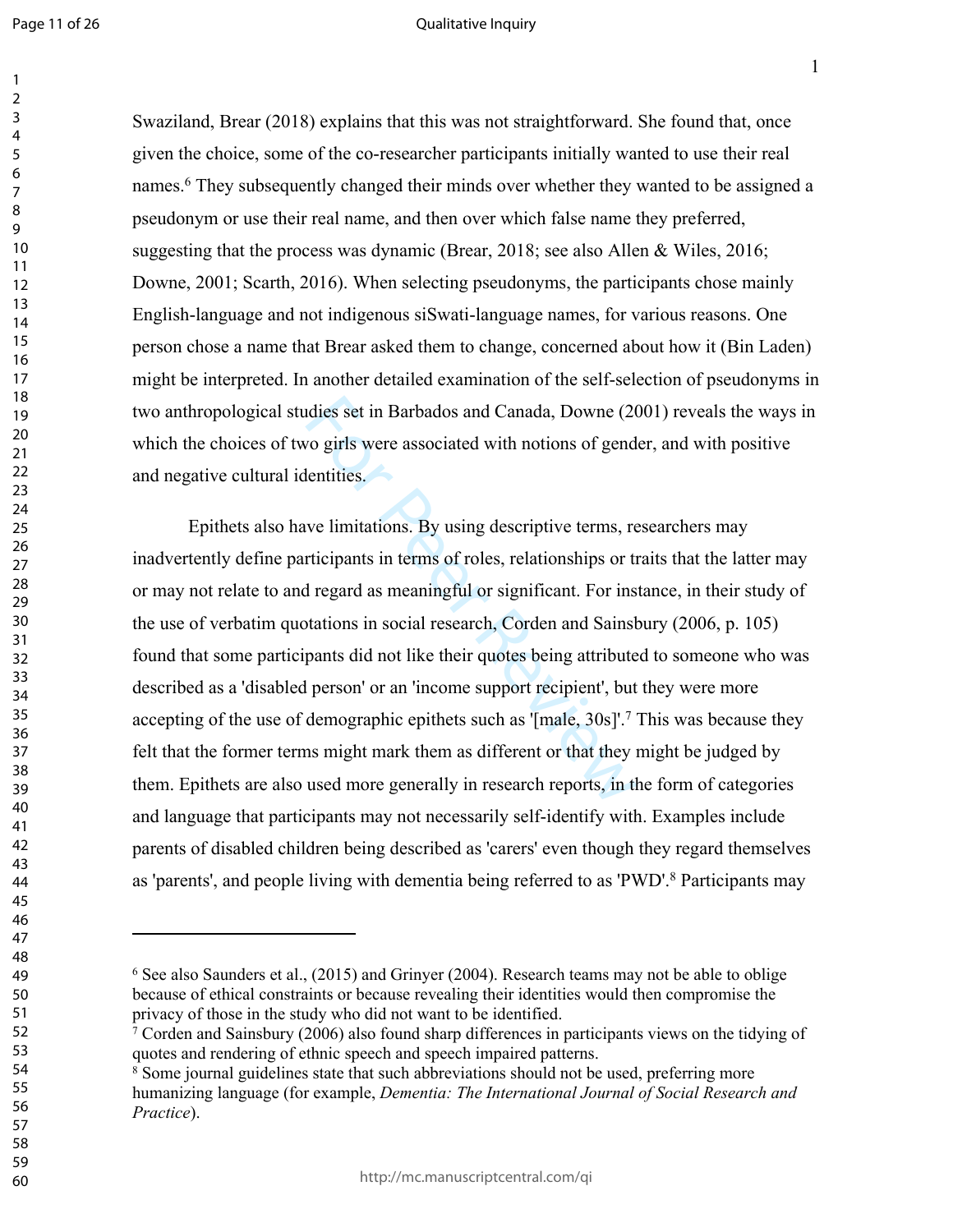Swaziland, Brear (2018) explains that this was not straightforward. She found that, once given the choice, some of the co-researcher participants initially wanted to use their real names.[6] They subsequently changed their minds over whether they wanted to be assigned a pseudonym or use their real name, and then over which false name they preferred, suggesting that the process was dynamic (Brear, 2018; see also Allen & Wiles, 2016; Downe, 2001; Scarth, 2016). When selecting pseudonyms, the participants chose mainly English-language and not indigenous siSwati-language names, for various reasons. One person chose a name that Brear asked them to change, concerned about how it (Bin Laden) might be interpreted. In another detailed examination of the self-selection of pseudonyms in two anthropological studies set in Barbados and Canada, Downe (2001) reveals the ways in which the choices of two girls were associated with notions of gender, and with positive and negative cultural identities.

Epithets also have limitations. By using descriptive terms, researchers may inadvertently define participants in terms of roles, relationships or traits that the latter may or may not relate to and regard as meaningful or significant. For instance, in their study of the use of verbatim quotations in social research, Corden and Sainsbury (2006, p. 105) found that some participants did not like their quotes being attributed to someone who was described as a 'disabled person' or an 'income support recipient', but they were more accepting of the use of demographic epithets such as '[male, 30s]'.[7] This was because they felt that the former terms might mark them as different or that they might be judged by them. Epithets are also used more generally in research reports, in the form of categories and language that participants may not necessarily self-identify with. Examples include parents of disabled children being described as 'carers' even though they regard themselves as 'parents', and people living with dementia being referred to as 'PWD'.[8] Participants may

---

[6] See also Saunders et al., (2015) and Grinyer (2004). Research teams may not be able to oblige because of ethical constraints or because revealing their identities would then compromise the privacy of those in the study who did not want to be identified.

[7] Corden and Sainsbury (2006) also found sharp differences in participants views on the tidying of quotes and rendering of ethnic speech and speech impaired patterns.

[8] Some journal guidelines state that such abbreviations should not be used, preferring more humanizing language (for example, *Dementia: The International Journal of Social Research and Practice*).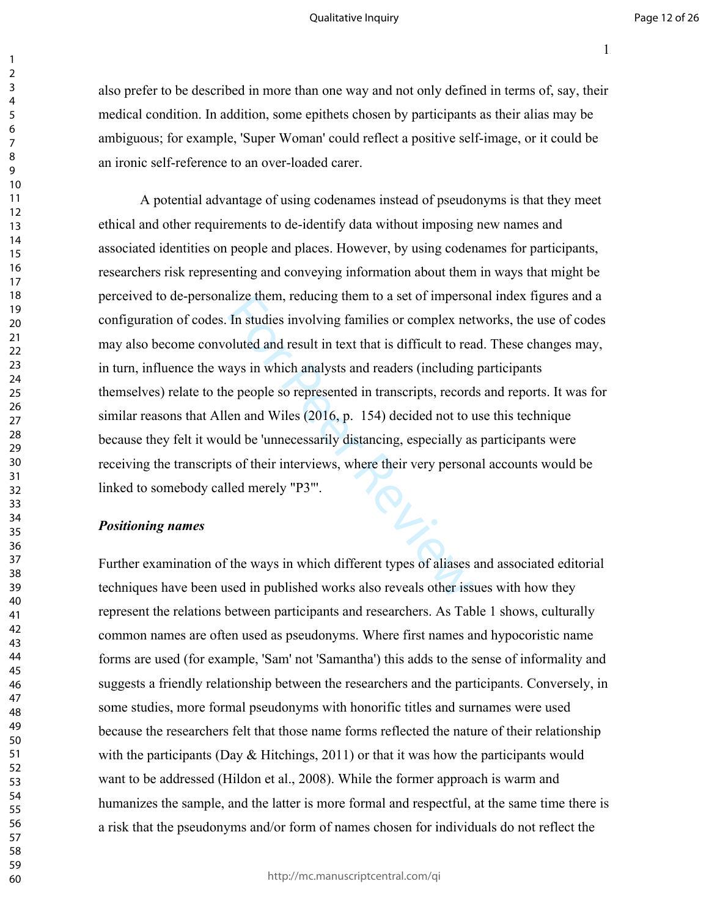also prefer to be described in more than one way and not only defined in terms of, say, their medical condition. In addition, some epithets chosen by participants as their alias may be ambiguous; for example, 'Super Woman' could reflect a positive self-image, or it could be an ironic self-reference to an over-loaded carer.

A potential advantage of using codenames instead of pseudonyms is that they meet ethical and other requirements to de-identify data without imposing new names and associated identities on people and places. However, by using codenames for participants, researchers risk representing and conveying information about them in ways that might be perceived to de-personalize them, reducing them to a set of impersonal index figures and a configuration of codes. In studies involving families or complex networks, the use of codes may also become convoluted and result in text that is difficult to read. These changes may, in turn, influence the ways in which analysts and readers (including participants themselves) relate to the people so represented in transcripts, records and reports. It was for similar reasons that Allen and Wiles (2016, p. 154) decided not to use this technique because they felt it would be 'unnecessarily distancing, especially as participants were receiving the transcripts of their interviews, where their very personal accounts would be linked to somebody called merely "P3"'.

***Positioning names***

Further examination of the ways in which different types of aliases and associated editorial techniques have been used in published works also reveals other issues with how they represent the relations between participants and researchers. As Table 1 shows, culturally common names are often used as pseudonyms. Where first names and hypocoristic name forms are used (for example, 'Sam' not 'Samantha') this adds to the sense of informality and suggests a friendly relationship between the researchers and the participants. Conversely, in some studies, more formal pseudonyms with honorific titles and surnames were used because the researchers felt that those name forms reflected the nature of their relationship with the participants (Day & Hitchings, 2011) or that it was how the participants would want to be addressed (Hildon et al., 2008). While the former approach is warm and humanizes the sample, and the latter is more formal and respectful, at the same time there is a risk that the pseudonyms and/or form of names chosen for individuals do not reflect the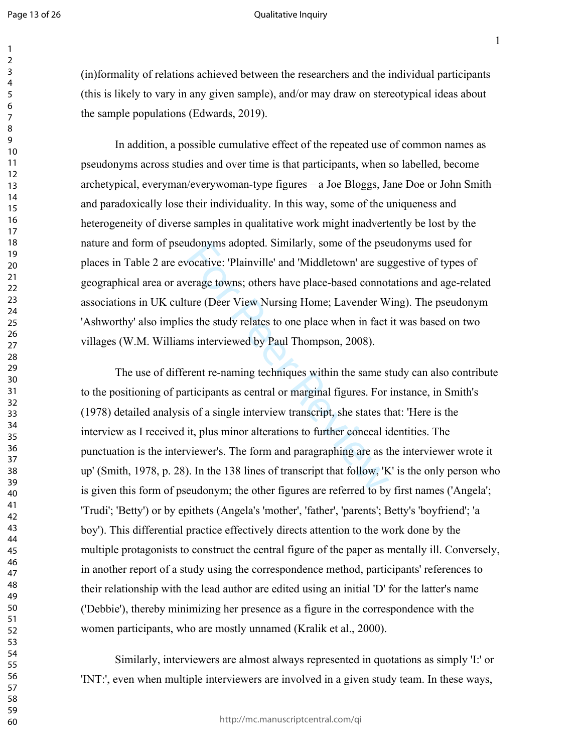(in)formality of relations achieved between the researchers and the individual participants (this is likely to vary in any given sample), and/or may draw on stereotypical ideas about the sample populations (Edwards, 2019).

In addition, a possible cumulative effect of the repeated use of common names as pseudonyms across studies and over time is that participants, when so labelled, become archetypical, everyman/everywoman-type figures – a Joe Bloggs, Jane Doe or John Smith – and paradoxically lose their individuality. In this way, some of the uniqueness and heterogeneity of diverse samples in qualitative work might inadvertently be lost by the nature and form of pseudonyms adopted. Similarly, some of the pseudonyms used for places in Table 2 are evocative: 'Plainville' and 'Middletown' are suggestive of types of geographical area or average towns; others have place-based connotations and age-related associations in UK culture (Deer View Nursing Home; Lavender Wing). The pseudonym 'Ashworthy' also implies the study relates to one place when in fact it was based on two villages (W.M. Williams interviewed by Paul Thompson, 2008).

The use of different re-naming techniques within the same study can also contribute to the positioning of participants as central or marginal figures. For instance, in Smith's (1978) detailed analysis of a single interview transcript, she states that: 'Here is the interview as I received it, plus minor alterations to further conceal identities. The punctuation is the interviewer's. The form and paragraphing are as the interviewer wrote it up' (Smith, 1978, p. 28). In the 138 lines of transcript that follow, 'K' is the only person who is given this form of pseudonym; the other figures are referred to by first names ('Angela'; 'Trudi'; 'Betty') or by epithets (Angela's 'mother', 'father', 'parents'; Betty's 'boyfriend'; 'a boy'). This differential practice effectively directs attention to the work done by the multiple protagonists to construct the central figure of the paper as mentally ill. Conversely, in another report of a study using the correspondence method, participants' references to their relationship with the lead author are edited using an initial 'D' for the latter's name ('Debbie'), thereby minimizing her presence as a figure in the correspondence with the women participants, who are mostly unnamed (Kralik et al., 2000).

Similarly, interviewers are almost always represented in quotations as simply 'I:' or 'INT:', even when multiple interviewers are involved in a given study team. In these ways,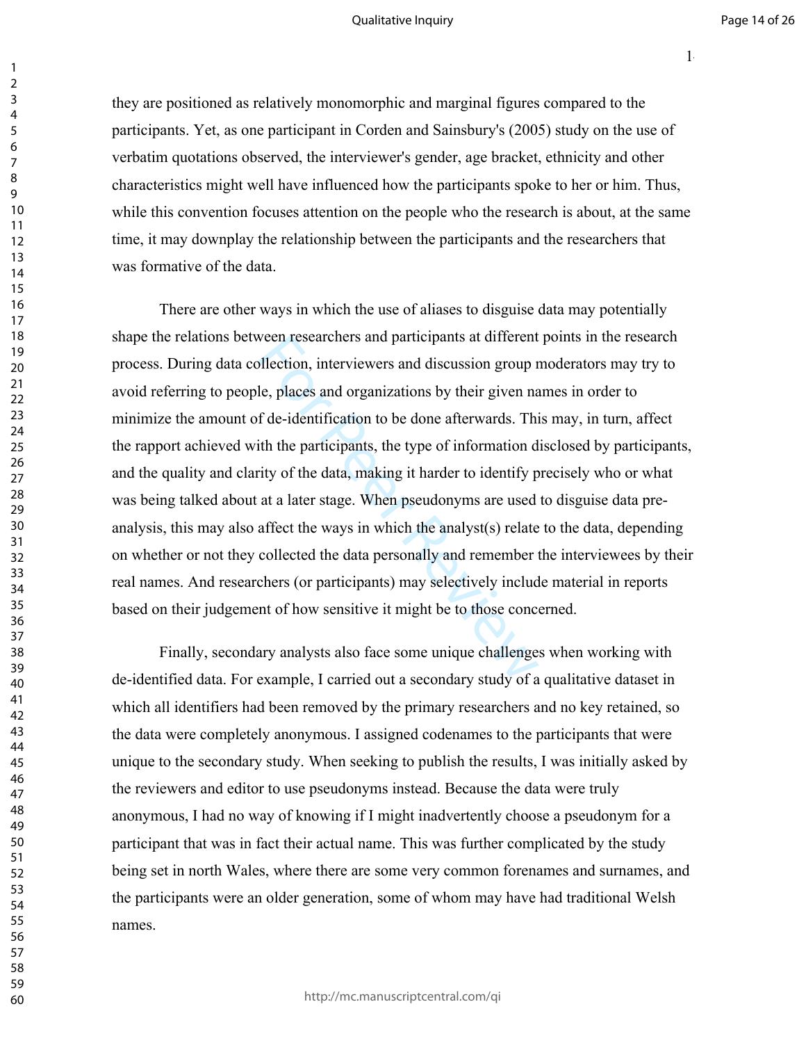they are positioned as relatively monomorphic and marginal figures compared to the participants. Yet, as one participant in Corden and Sainsbury's (2005) study on the use of verbatim quotations observed, the interviewer's gender, age bracket, ethnicity and other characteristics might well have influenced how the participants spoke to her or him. Thus, while this convention focuses attention on the people who the research is about, at the same time, it may downplay the relationship between the participants and the researchers that was formative of the data.

There are other ways in which the use of aliases to disguise data may potentially shape the relations between researchers and participants at different points in the research process. During data collection, interviewers and discussion group moderators may try to avoid referring to people, places and organizations by their given names in order to minimize the amount of de-identification to be done afterwards. This may, in turn, affect the rapport achieved with the participants, the type of information disclosed by participants, and the quality and clarity of the data, making it harder to identify precisely who or what was being talked about at a later stage. When pseudonyms are used to disguise data pre-analysis, this may also affect the ways in which the analyst(s) relate to the data, depending on whether or not they collected the data personally and remember the interviewees by their real names. And researchers (or participants) may selectively include material in reports based on their judgement of how sensitive it might be to those concerned.

Finally, secondary analysts also face some unique challenges when working with de-identified data. For example, I carried out a secondary study of a qualitative dataset in which all identifiers had been removed by the primary researchers and no key retained, so the data were completely anonymous. I assigned codenames to the participants that were unique to the secondary study. When seeking to publish the results, I was initially asked by the reviewers and editor to use pseudonyms instead. Because the data were truly anonymous, I had no way of knowing if I might inadvertently choose a pseudonym for a participant that was in fact their actual name. This was further complicated by the study being set in north Wales, where there are some very common forenames and surnames, and the participants were an older generation, some of whom may have had traditional Welsh names.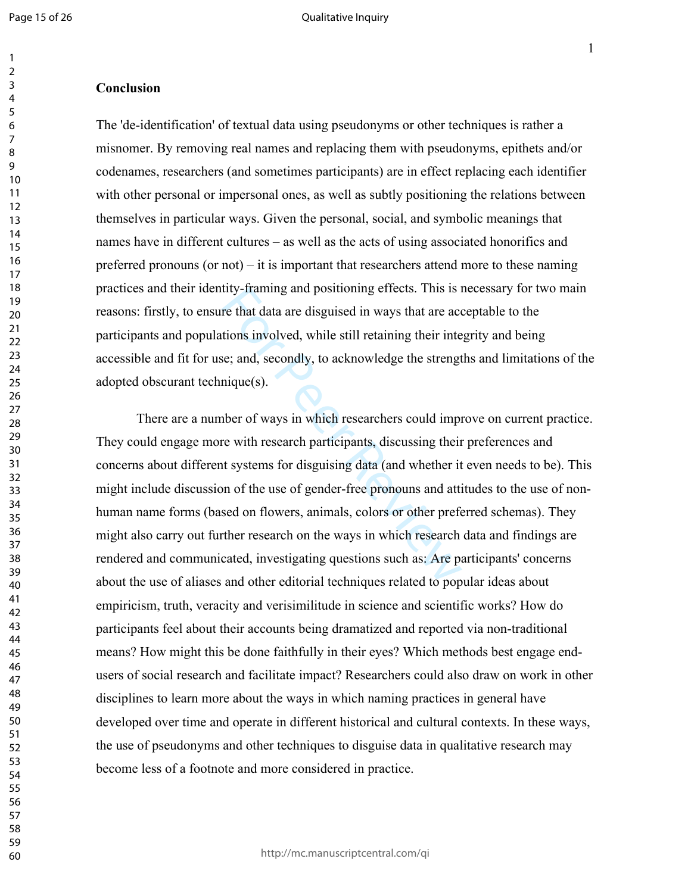## Conclusion

The 'de-identification' of textual data using pseudonyms or other techniques is rather a misnomer. By removing real names and replacing them with pseudonyms, epithets and/or codenames, researchers (and sometimes participants) are in effect replacing each identifier with other personal or impersonal ones, as well as subtly positioning the relations between themselves in particular ways. Given the personal, social, and symbolic meanings that names have in different cultures – as well as the acts of using associated honorifics and preferred pronouns (or not) – it is important that researchers attend more to these naming practices and their identity-framing and positioning effects. This is necessary for two main reasons: firstly, to ensure that data are disguised in ways that are acceptable to the participants and populations involved, while still retaining their integrity and being accessible and fit for use; and, secondly, to acknowledge the strengths and limitations of the adopted obscurant technique(s).

There are a number of ways in which researchers could improve on current practice. They could engage more with research participants, discussing their preferences and concerns about different systems for disguising data (and whether it even needs to be). This might include discussion of the use of gender-free pronouns and attitudes to the use of non-human name forms (based on flowers, animals, colors or other preferred schemas). They might also carry out further research on the ways in which research data and findings are rendered and communicated, investigating questions such as: Are participants' concerns about the use of aliases and other editorial techniques related to popular ideas about empiricism, truth, veracity and verisimilitude in science and scientific works? How do participants feel about their accounts being dramatized and reported via non-traditional means? How might this be done faithfully in their eyes? Which methods best engage end-users of social research and facilitate impact? Researchers could also draw on work in other disciplines to learn more about the ways in which naming practices in general have developed over time and operate in different historical and cultural contexts. In these ways, the use of pseudonyms and other techniques to disguise data in qualitative research may become less of a footnote and more considered in practice.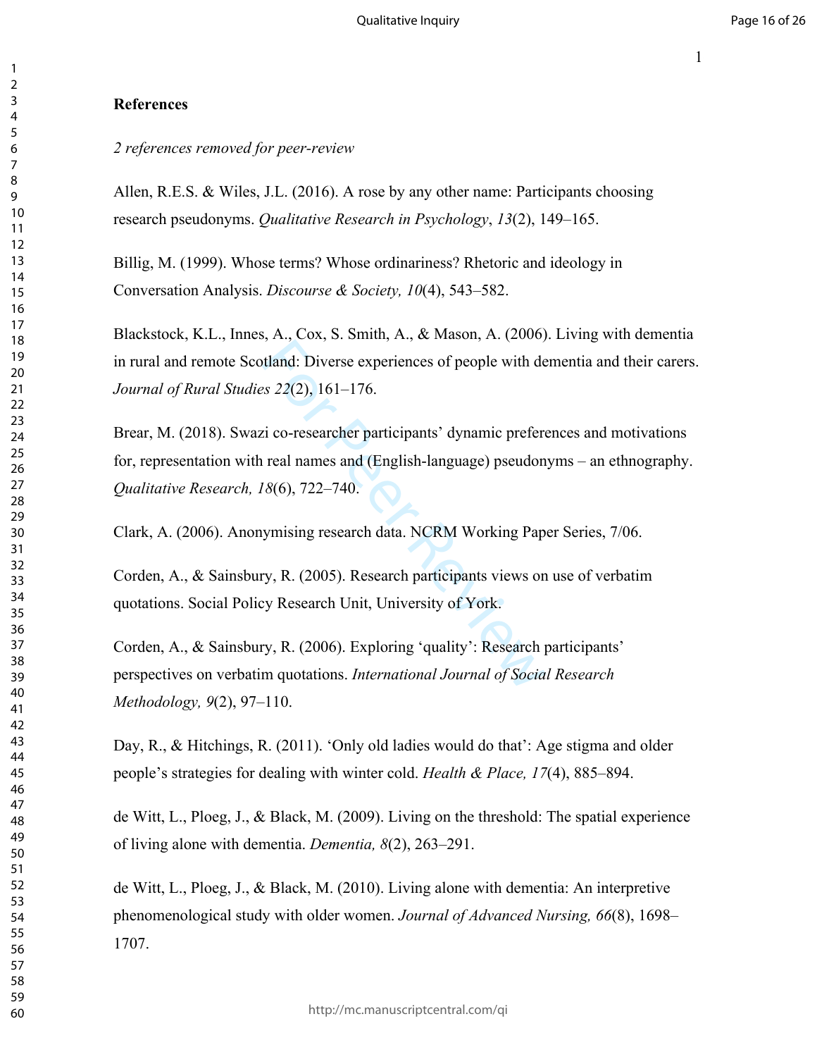## References

*2 references removed for peer-review*

Allen, R.E.S. & Wiles, J.L. (2016). A rose by any other name: Participants choosing research pseudonyms. *Qualitative Research in Psychology*, *13*(2), 149–165.

Billig, M. (1999). Whose terms? Whose ordinariness? Rhetoric and ideology in Conversation Analysis. *Discourse & Society, 10*(4), 543–582.

Blackstock, K.L., Innes, A., Cox, S. Smith, A., & Mason, A. (2006). Living with dementia in rural and remote Scotland: Diverse experiences of people with dementia and their carers. *Journal of Rural Studies 22*(2), 161–176.

Brear, M. (2018). Swazi co-researcher participants' dynamic preferences and motivations for, representation with real names and (English-language) pseudonyms – an ethnography. *Qualitative Research, 18*(6), 722–740.

Clark, A. (2006). Anonymising research data. NCRM Working Paper Series, 7/06.

Corden, A., & Sainsbury, R. (2005). Research participants views on use of verbatim quotations. Social Policy Research Unit, University of York.

Corden, A., & Sainsbury, R. (2006). Exploring 'quality': Research participants' perspectives on verbatim quotations. *International Journal of Social Research Methodology, 9*(2), 97–110.

Day, R., & Hitchings, R. (2011). 'Only old ladies would do that': Age stigma and older people's strategies for dealing with winter cold. *Health & Place, 17*(4), 885–894.

de Witt, L., Ploeg, J., & Black, M. (2009). Living on the threshold: The spatial experience of living alone with dementia. *Dementia, 8*(2), 263–291.

de Witt, L., Ploeg, J., & Black, M. (2010). Living alone with dementia: An interpretive phenomenological study with older women. *Journal of Advanced Nursing, 66*(8), 1698–1707.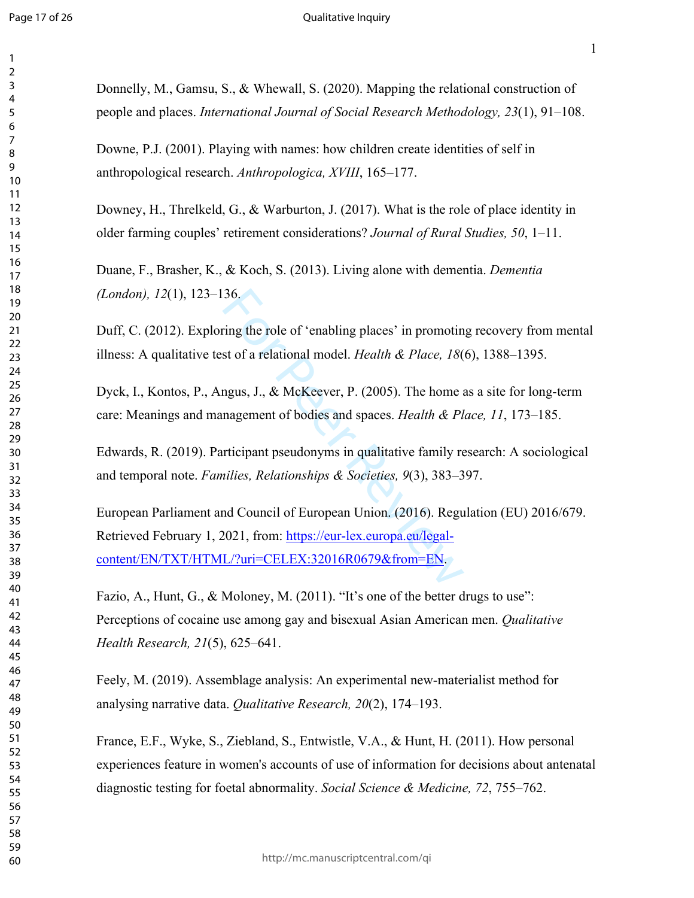Donnelly, M., Gamsu, S., & Whewall, S. (2020). Mapping the relational construction of people and places. *International Journal of Social Research Methodology, 23*(1), 91–108.

Downe, P.J. (2001). Playing with names: how children create identities of self in anthropological research. *Anthropologica, XVIII*, 165–177.

Downey, H., Threlkeld, G., & Warburton, J. (2017). What is the role of place identity in older farming couples' retirement considerations? *Journal of Rural Studies, 50*, 1–11.

Duane, F., Brasher, K., & Koch, S. (2013). Living alone with dementia. *Dementia (London), 12*(1), 123–136.

Duff, C. (2012). Exploring the role of 'enabling places' in promoting recovery from mental illness: A qualitative test of a relational model. *Health & Place, 18*(6), 1388–1395.

Dyck, I., Kontos, P., Angus, J., & McKeever, P. (2005). The home as a site for long-term care: Meanings and management of bodies and spaces. *Health & Place, 11*, 173–185.

Edwards, R. (2019). Participant pseudonyms in qualitative family research: A sociological and temporal note. *Families, Relationships & Societies, 9*(3), 383–397.

European Parliament and Council of European Union. (2016). Regulation (EU) 2016/679. Retrieved February 1, 2021, from: https://eur-lex.europa.eu/legal-content/EN/TXT/HTML/?uri=CELEX:32016R0679&from=EN.

Fazio, A., Hunt, G., & Moloney, M. (2011). "It's one of the better drugs to use": Perceptions of cocaine use among gay and bisexual Asian American men. *Qualitative Health Research, 21*(5), 625–641.

Feely, M. (2019). Assemblage analysis: An experimental new-materialist method for analysing narrative data. *Qualitative Research, 20*(2), 174–193.

France, E.F., Wyke, S., Ziebland, S., Entwistle, V.A., & Hunt, H. (2011). How personal experiences feature in women's accounts of use of information for decisions about antenatal diagnostic testing for foetal abnormality. *Social Science & Medicine, 72*, 755–762.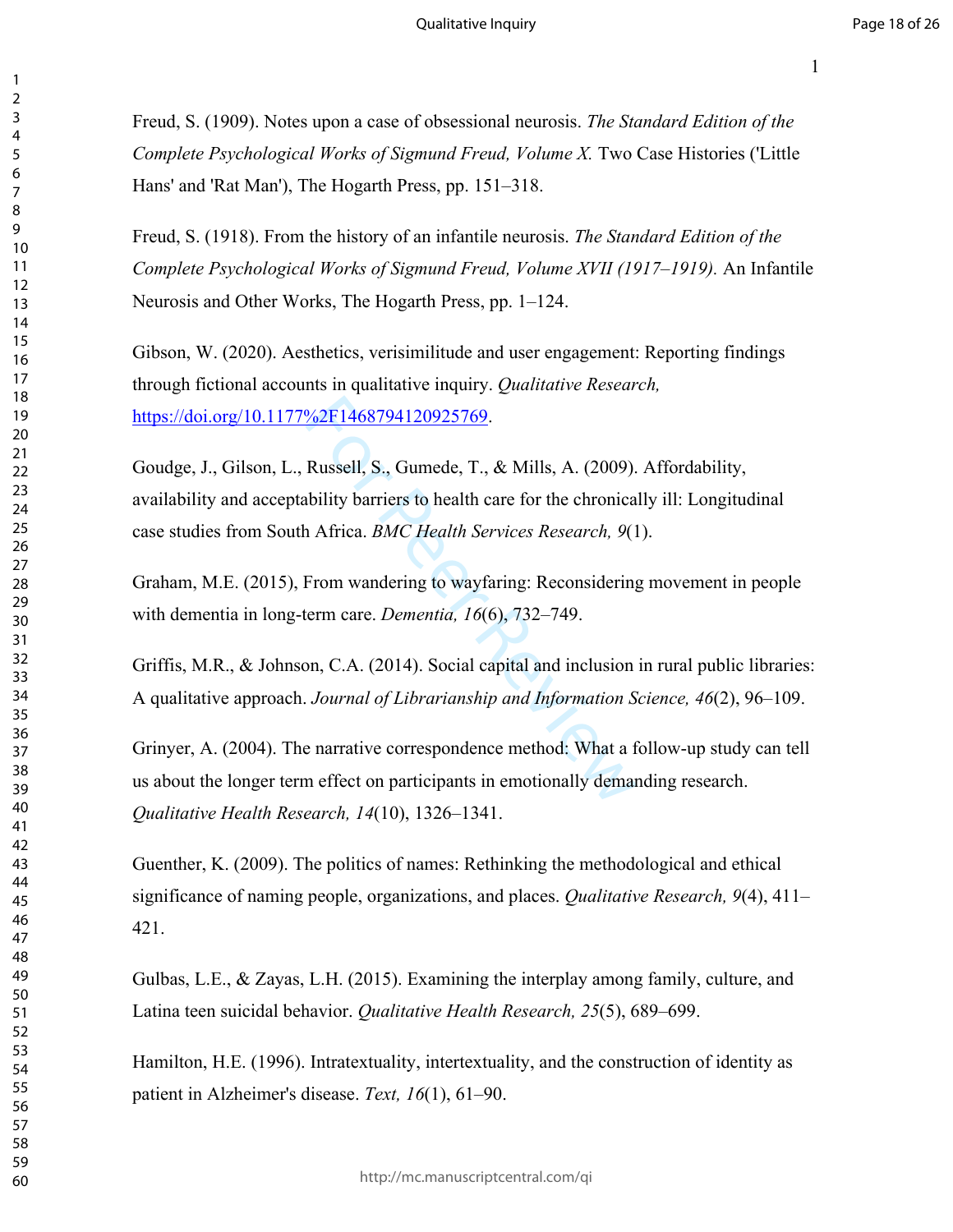Freud, S. (1909). Notes upon a case of obsessional neurosis. *The Standard Edition of the Complete Psychological Works of Sigmund Freud, Volume X.* Two Case Histories ('Little Hans' and 'Rat Man'), The Hogarth Press, pp. 151–318.

Freud, S. (1918). From the history of an infantile neurosis. *The Standard Edition of the Complete Psychological Works of Sigmund Freud, Volume XVII (1917–1919).* An Infantile Neurosis and Other Works, The Hogarth Press, pp. 1–124.

Gibson, W. (2020). Aesthetics, verisimilitude and user engagement: Reporting findings through fictional accounts in qualitative inquiry. *Qualitative Research,* https://doi.org/10.1177%2F1468794120925769.

Goudge, J., Gilson, L., Russell, S., Gumede, T., & Mills, A. (2009). Affordability, availability and acceptability barriers to health care for the chronically ill: Longitudinal case studies from South Africa. *BMC Health Services Research, 9*(1).

Graham, M.E. (2015), From wandering to wayfaring: Reconsidering movement in people with dementia in long-term care. *Dementia, 16*(6), 732–749.

Griffis, M.R., & Johnson, C.A. (2014). Social capital and inclusion in rural public libraries: A qualitative approach. *Journal of Librarianship and Information Science, 46*(2), 96–109.

Grinyer, A. (2004). The narrative correspondence method: What a follow-up study can tell us about the longer term effect on participants in emotionally demanding research. *Qualitative Health Research, 14*(10), 1326–1341.

Guenther, K. (2009). The politics of names: Rethinking the methodological and ethical significance of naming people, organizations, and places. *Qualitative Research, 9*(4), 411–421.

Gulbas, L.E., & Zayas, L.H. (2015). Examining the interplay among family, culture, and Latina teen suicidal behavior. *Qualitative Health Research, 25*(5), 689–699.

Hamilton, H.E. (1996). Intratextuality, intertextuality, and the construction of identity as patient in Alzheimer's disease. *Text, 16*(1), 61–90.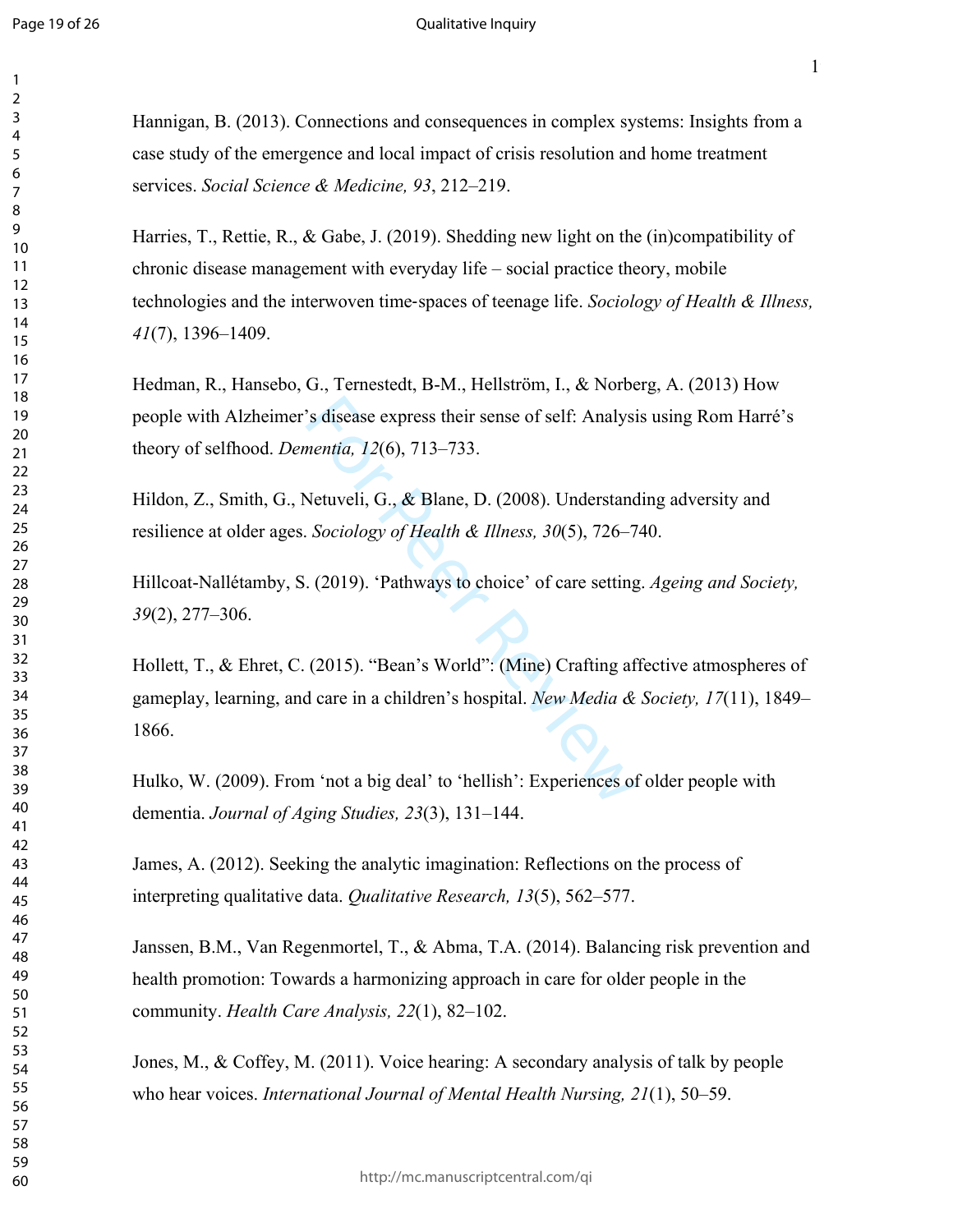Hannigan, B. (2013). Connections and consequences in complex systems: Insights from a case study of the emergence and local impact of crisis resolution and home treatment services. *Social Science & Medicine, 93*, 212–219.

Harries, T., Rettie, R., & Gabe, J. (2019). Shedding new light on the (in)compatibility of chronic disease management with everyday life – social practice theory, mobile technologies and the interwoven time-spaces of teenage life. *Sociology of Health & Illness, 41*(7), 1396–1409.

Hedman, R., Hansebo, G., Ternestedt, B-M., Hellström, I., & Norberg, A. (2013) How people with Alzheimer's disease express their sense of self: Analysis using Rom Harré's theory of selfhood. *Dementia, 12*(6), 713–733.

Hildon, Z., Smith, G., Netuveli, G., & Blane, D. (2008). Understanding adversity and resilience at older ages. *Sociology of Health & Illness, 30*(5), 726–740.

Hillcoat-Nallétamby, S. (2019). 'Pathways to choice' of care setting. *Ageing and Society, 39*(2), 277–306.

Hollett, T., & Ehret, C. (2015). "Bean's World": (Mine) Crafting affective atmospheres of gameplay, learning, and care in a children's hospital. *New Media & Society, 17*(11), 1849–1866.

Hulko, W. (2009). From 'not a big deal' to 'hellish': Experiences of older people with dementia. *Journal of Aging Studies, 23*(3), 131–144.

James, A. (2012). Seeking the analytic imagination: Reflections on the process of interpreting qualitative data. *Qualitative Research, 13*(5), 562–577.

Janssen, B.M., Van Regenmortel, T., & Abma, T.A. (2014). Balancing risk prevention and health promotion: Towards a harmonizing approach in care for older people in the community. *Health Care Analysis, 22*(1), 82–102.

Jones, M., & Coffey, M. (2011). Voice hearing: A secondary analysis of talk by people who hear voices. *International Journal of Mental Health Nursing, 21*(1), 50–59.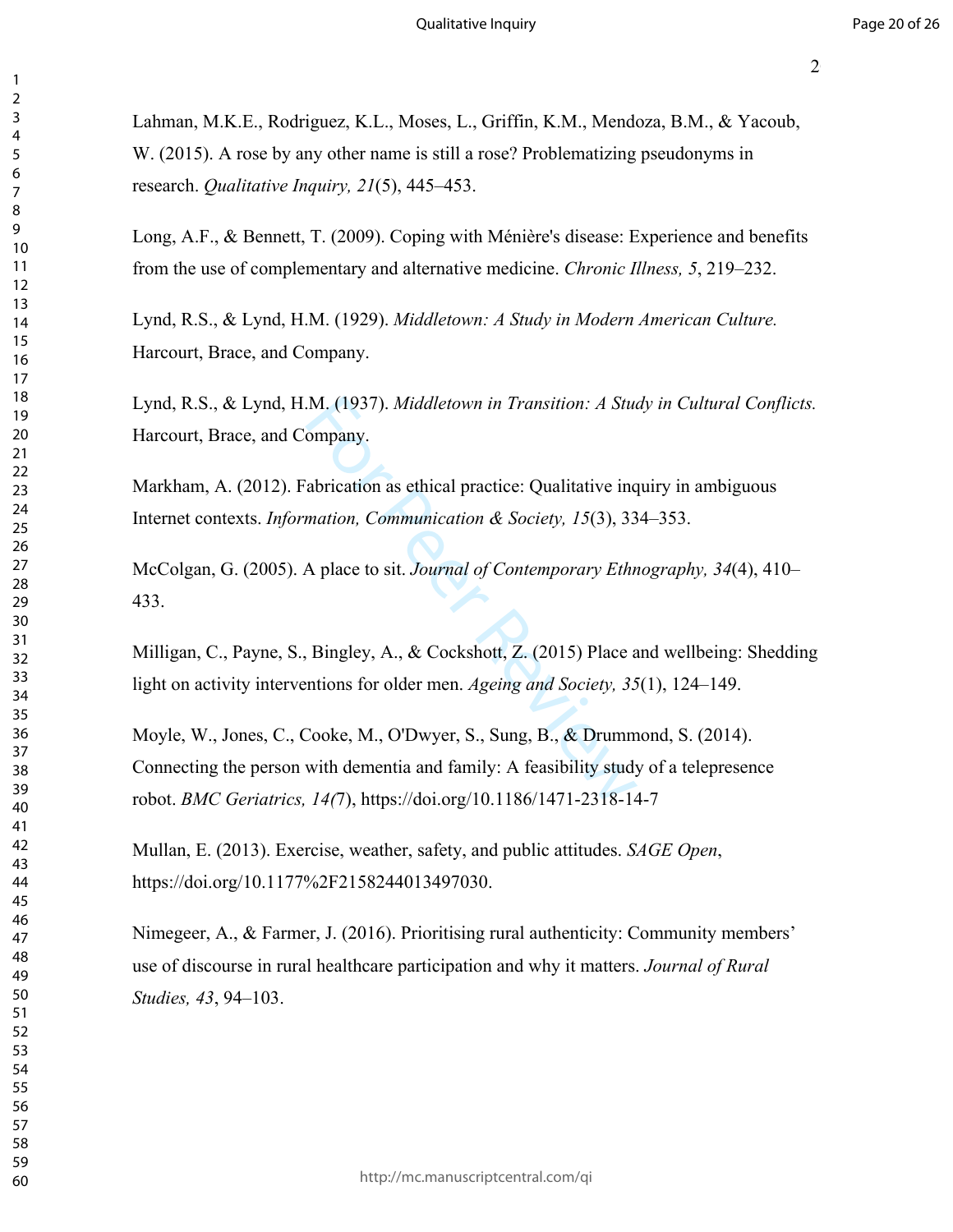Lahman, M.K.E., Rodriguez, K.L., Moses, L., Griffin, K.M., Mendoza, B.M., & Yacoub, W. (2015). A rose by any other name is still a rose? Problematizing pseudonyms in research. *Qualitative Inquiry, 21*(5), 445–453.

Long, A.F., & Bennett, T. (2009). Coping with Ménière's disease: Experience and benefits from the use of complementary and alternative medicine. *Chronic Illness, 5*, 219–232.

Lynd, R.S., & Lynd, H.M. (1929). *Middletown: A Study in Modern American Culture.* Harcourt, Brace, and Company.

Lynd, R.S., & Lynd, H.M. (1937). *Middletown in Transition: A Study in Cultural Conflicts.* Harcourt, Brace, and Company.

Markham, A. (2012). Fabrication as ethical practice: Qualitative inquiry in ambiguous Internet contexts. *Information, Communication & Society, 15*(3), 334–353.

McColgan, G. (2005). A place to sit. *Journal of Contemporary Ethnography, 34*(4), 410–433.

Milligan, C., Payne, S., Bingley, A., & Cockshott, Z. (2015) Place and wellbeing: Shedding light on activity interventions for older men. *Ageing and Society, 35*(1), 124–149.

Moyle, W., Jones, C., Cooke, M., O'Dwyer, S., Sung, B., & Drummond, S. (2014). Connecting the person with dementia and family: A feasibility study of a telepresence robot. *BMC Geriatrics, 14(*7), https://doi.org/10.1186/1471-2318-14-7

Mullan, E. (2013). Exercise, weather, safety, and public attitudes. *SAGE Open*, https://doi.org/10.1177%2F2158244013497030.

Nimegeer, A., & Farmer, J. (2016). Prioritising rural authenticity: Community members' use of discourse in rural healthcare participation and why it matters. *Journal of Rural Studies, 43*, 94–103.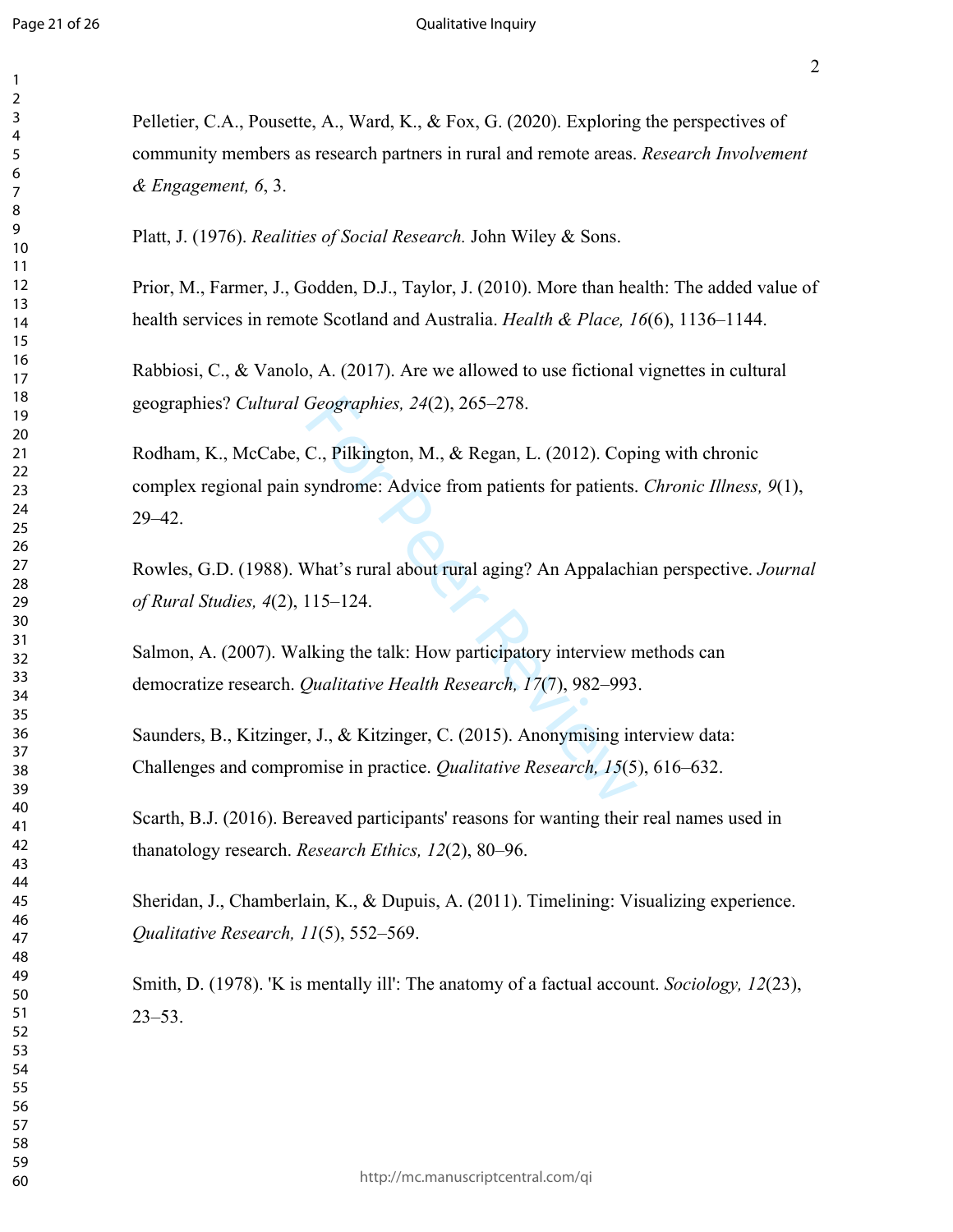Pelletier, C.A., Pousette, A., Ward, K., & Fox, G. (2020). Exploring the perspectives of community members as research partners in rural and remote areas. *Research Involvement & Engagement, 6*, 3.

Platt, J. (1976). *Realities of Social Research.* John Wiley & Sons.

Prior, M., Farmer, J., Godden, D.J., Taylor, J. (2010). More than health: The added value of health services in remote Scotland and Australia. *Health & Place, 16*(6), 1136–1144.

Rabbiosi, C., & Vanolo, A. (2017). Are we allowed to use fictional vignettes in cultural geographies? *Cultural Geographies, 24*(2), 265–278.

Rodham, K., McCabe, C., Pilkington, M., & Regan, L. (2012). Coping with chronic complex regional pain syndrome: Advice from patients for patients. *Chronic Illness, 9*(1), 29–42.

Rowles, G.D. (1988). What's rural about rural aging? An Appalachian perspective. *Journal of Rural Studies, 4*(2), 115–124.

Salmon, A. (2007). Walking the talk: How participatory interview methods can democratize research. *Qualitative Health Research, 17*(7), 982–993.

Saunders, B., Kitzinger, J., & Kitzinger, C. (2015). Anonymising interview data: Challenges and compromise in practice. *Qualitative Research, 15*(5), 616–632.

Scarth, B.J. (2016). Bereaved participants' reasons for wanting their real names used in thanatology research. *Research Ethics, 12*(2), 80–96.

Sheridan, J., Chamberlain, K., & Dupuis, A. (2011). Timelining: Visualizing experience. *Qualitative Research, 11*(5), 552–569.

Smith, D. (1978). 'K is mentally ill': The anatomy of a factual account. *Sociology, 12*(23), 23–53.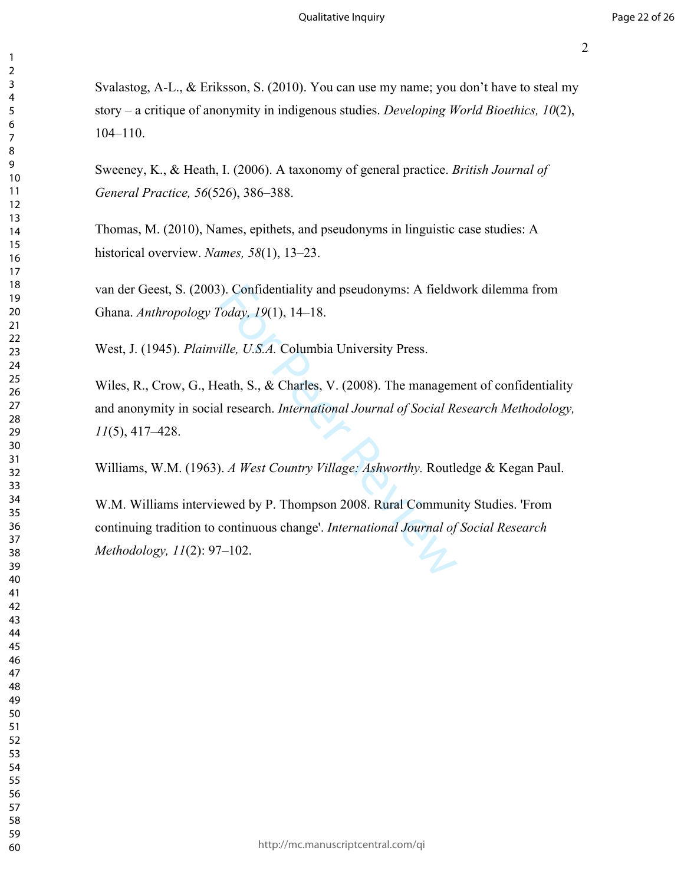Svalastog, A-L., & Eriksson, S. (2010). You can use my name; you don't have to steal my story – a critique of anonymity in indigenous studies. *Developing World Bioethics, 10*(2), 104–110.

Sweeney, K., & Heath, I. (2006). A taxonomy of general practice. *British Journal of General Practice, 56*(526), 386–388.

Thomas, M. (2010), Names, epithets, and pseudonyms in linguistic case studies: A historical overview. *Names, 58*(1), 13–23.

van der Geest, S. (2003). Confidentiality and pseudonyms: A fieldwork dilemma from Ghana. *Anthropology Today, 19*(1), 14–18.

West, J. (1945). *Plainville, U.S.A.* Columbia University Press.

Wiles, R., Crow, G., Heath, S., & Charles, V. (2008). The management of confidentiality and anonymity in social research. *International Journal of Social Research Methodology, 11*(5), 417–428.

Williams, W.M. (1963). *A West Country Village: Ashworthy.* Routledge & Kegan Paul.

W.M. Williams interviewed by P. Thompson 2008. Rural Community Studies. 'From continuing tradition to continuous change'. *International Journal of Social Research Methodology, 11*(2): 97–102.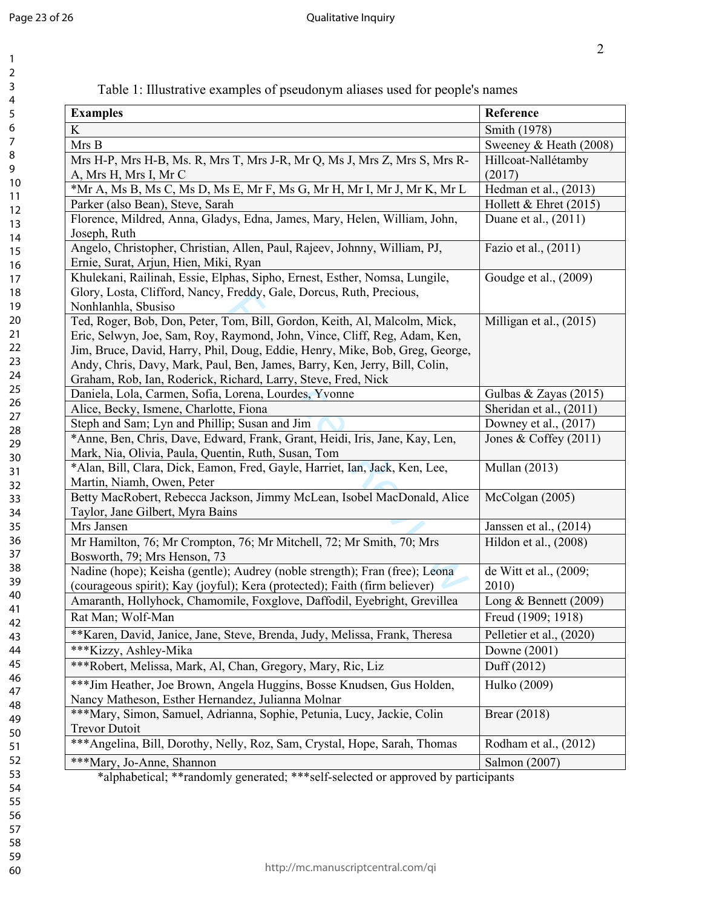Table 1: Illustrative examples of pseudonym aliases used for people's names

| Examples | Reference |
|---|---|
| K | Smith (1978) |
| Mrs B | Sweeney & Heath (2008) |
| Mrs H-P, Mrs H-B, Ms. R, Mrs T, Mrs J-R, Mr Q, Ms J, Mrs Z, Mrs S, Mrs R-A, Mrs H, Mrs I, Mr C | Hillcoat-Nallétamby (2017) |
| *Mr A, Ms B, Ms C, Ms D, Ms E, Mr F, Ms G, Mr H, Mr I, Mr J, Mr K, Mr L | Hedman et al., (2013) |
| Parker (also Bean), Steve, Sarah | Hollett & Ehret (2015) |
| Florence, Mildred, Anna, Gladys, Edna, James, Mary, Helen, William, John, Joseph, Ruth | Duane et al., (2011) |
| Angelo, Christopher, Christian, Allen, Paul, Rajeev, Johnny, William, PJ, Ernie, Surat, Arjun, Hien, Miki, Ryan | Fazio et al., (2011) |
| Khulekani, Railinah, Essie, Elphas, Sipho, Ernest, Esther, Nomsa, Lungile, Glory, Losta, Clifford, Nancy, Freddy, Gale, Dorcus, Ruth, Precious, Nonhlanhla, Sbusiso | Goudge et al., (2009) |
| Ted, Roger, Bob, Don, Peter, Tom, Bill, Gordon, Keith, Al, Malcolm, Mick, Eric, Selwyn, Joe, Sam, Roy, Raymond, John, Vince, Cliff, Reg, Adam, Ken, Jim, Bruce, David, Harry, Phil, Doug, Eddie, Henry, Mike, Bob, Greg, George, Andy, Chris, Davy, Mark, Paul, Ben, James, Barry, Ken, Jerry, Bill, Colin, Graham, Rob, Ian, Roderick, Richard, Larry, Steve, Fred, Nick | Milligan et al., (2015) |
| Daniela, Lola, Carmen, Sofia, Lorena, Lourdes, Yvonne | Gulbas & Zayas (2015) |
| Alice, Becky, Ismene, Charlotte, Fiona | Sheridan et al., (2011) |
| Steph and Sam; Lyn and Phillip; Susan and Jim | Downey et al., (2017) |
| *Anne, Ben, Chris, Dave, Edward, Frank, Grant, Heidi, Iris, Jane, Kay, Len, Mark, Nia, Olivia, Paula, Quentin, Ruth, Susan, Tom | Jones & Coffey (2011) |
| *Alan, Bill, Clara, Dick, Eamon, Fred, Gayle, Harriet, Ian, Jack, Ken, Lee, Martin, Niamh, Owen, Peter | Mullan (2013) |
| Betty MacRobert, Rebecca Jackson, Jimmy McLean, Isobel MacDonald, Alice Taylor, Jane Gilbert, Myra Bains | McColgan (2005) |
| Mrs Jansen | Janssen et al., (2014) |
| Mr Hamilton, 76; Mr Crompton, 76; Mr Mitchell, 72; Mr Smith, 70; Mrs Bosworth, 79; Mrs Henson, 73 | Hildon et al., (2008) |
| Nadine (hope); Keisha (gentle); Audrey (noble strength); Fran (free); Leona (courageous spirit); Kay (joyful); Kera (protected); Faith (firm believer) | de Witt et al., (2009; 2010) |
| Amaranth, Hollyhock, Chamomile, Foxglove, Daffodil, Eyebright, Grevillea | Long & Bennett (2009) |
| Rat Man; Wolf-Man | Freud (1909; 1918) |
| **Karen, David, Janice, Jane, Steve, Brenda, Judy, Melissa, Frank, Theresa | Pelletier et al., (2020) |
| ***Kizzy, Ashley-Mika | Downe (2001) |
| ***Robert, Melissa, Mark, Al, Chan, Gregory, Mary, Ric, Liz | Duff (2012) |
| ***Jim Heather, Joe Brown, Angela Huggins, Bosse Knudsen, Gus Holden, Nancy Matheson, Esther Hernandez, Julianna Molnar | Hulko (2009) |
| ***Mary, Simon, Samuel, Adrianna, Sophie, Petunia, Lucy, Jackie, Colin Trevor Dutoit | Brear (2018) |
| ***Angelina, Bill, Dorothy, Nelly, Roz, Sam, Crystal, Hope, Sarah, Thomas | Rodham et al., (2012) |
| ***Mary, Jo-Anne, Shannon | Salmon (2007) |

*alphabetical; **randomly generated; ***self-selected or approved by participants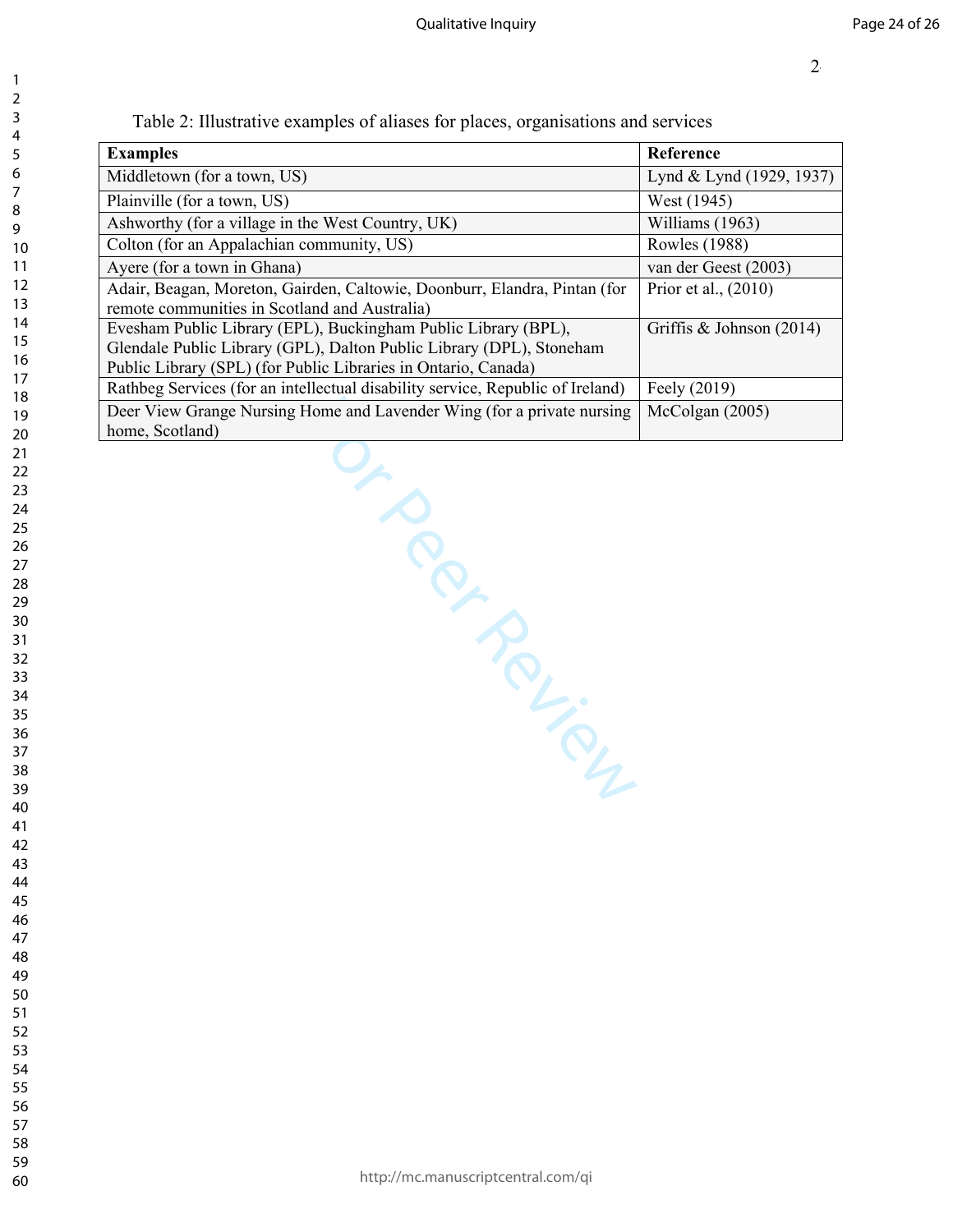Table 2: Illustrative examples of aliases for places, organisations and services

| Examples | Reference |
| --- | --- |
| Middletown (for a town, US) | Lynd & Lynd (1929, 1937) |
| Plainville (for a town, US) | West (1945) |
| Ashworthy (for a village in the West Country, UK) | Williams (1963) |
| Colton (for an Appalachian community, US) | Rowles (1988) |
| Ayere (for a town in Ghana) | van der Geest (2003) |
| Adair, Beagan, Moreton, Gairden, Caltowie, Doonburr, Elandra, Pintan (for remote communities in Scotland and Australia) | Prior et al., (2010) |
| Evesham Public Library (EPL), Buckingham Public Library (BPL), Glendale Public Library (GPL), Dalton Public Library (DPL), Stoneham Public Library (SPL) (for Public Libraries in Ontario, Canada) | Griffis & Johnson (2014) |
| Rathbeg Services (for an intellectual disability service, Republic of Ireland) | Feely (2019) |
| Deer View Grange Nursing Home and Lavender Wing (for a private nursing home, Scotland) | McColgan (2005) |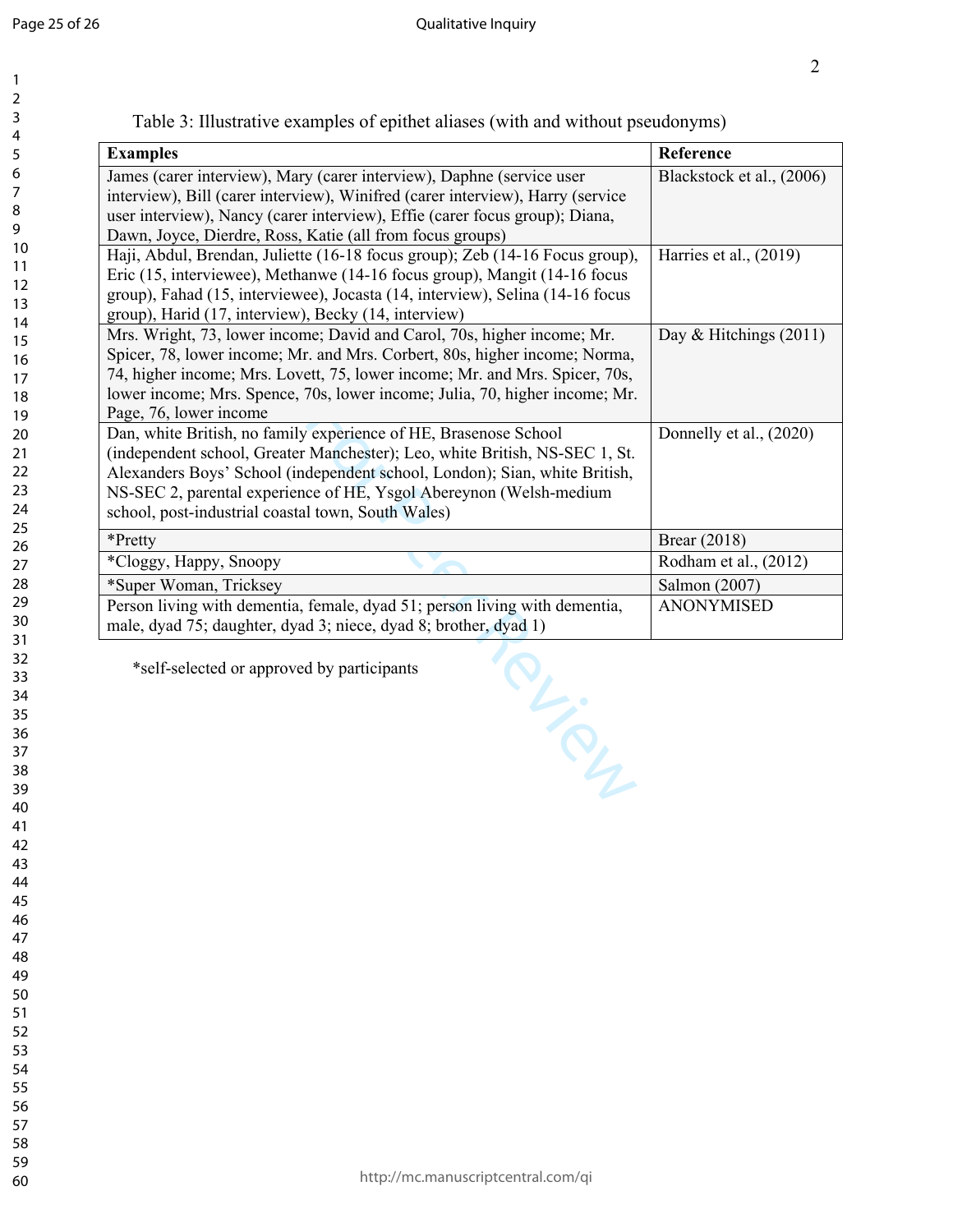Table 3: Illustrative examples of epithet aliases (with and without pseudonyms)

| Examples | Reference |
|---|---|
| James (carer interview), Mary (carer interview), Daphne (service user interview), Bill (carer interview), Winifred (carer interview), Harry (service user interview), Nancy (carer interview), Effie (carer focus group); Diana, Dawn, Joyce, Dierdre, Ross, Katie (all from focus groups) | Blackstock et al., (2006) |
| Haji, Abdul, Brendan, Juliette (16-18 focus group); Zeb (14-16 Focus group), Eric (15, interviewee), Methanwe (14-16 focus group), Mangit (14-16 focus group), Fahad (15, interviewee), Jocasta (14, interview), Selina (14-16 focus group), Harid (17, interview), Becky (14, interview) | Harries et al., (2019) |
| Mrs. Wright, 73, lower income; David and Carol, 70s, higher income; Mr. Spicer, 78, lower income; Mr. and Mrs. Corbert, 80s, higher income; Norma, 74, higher income; Mrs. Lovett, 75, lower income; Mr. and Mrs. Spicer, 70s, lower income; Mrs. Spence, 70s, lower income; Julia, 70, higher income; Mr. Page, 76, lower income | Day & Hitchings (2011) |
| Dan, white British, no family experience of HE, Brasenose School (independent school, Greater Manchester); Leo, white British, NS-SEC 1, St. Alexanders Boys' School (independent school, London); Sian, white British, NS-SEC 2, parental experience of HE, Ysgol Abereynon (Welsh-medium school, post-industrial coastal town, South Wales) | Donnelly et al., (2020) |
| *Pretty | Brear (2018) |
| *Cloggy, Happy, Snoopy | Rodham et al., (2012) |
| *Super Woman, Tricksey | Salmon (2007) |
| Person living with dementia, female, dyad 51; person living with dementia, male, dyad 75; daughter, dyad 3; niece, dyad 8; brother, dyad 1) | ANONYMISED |

*self-selected or approved by participants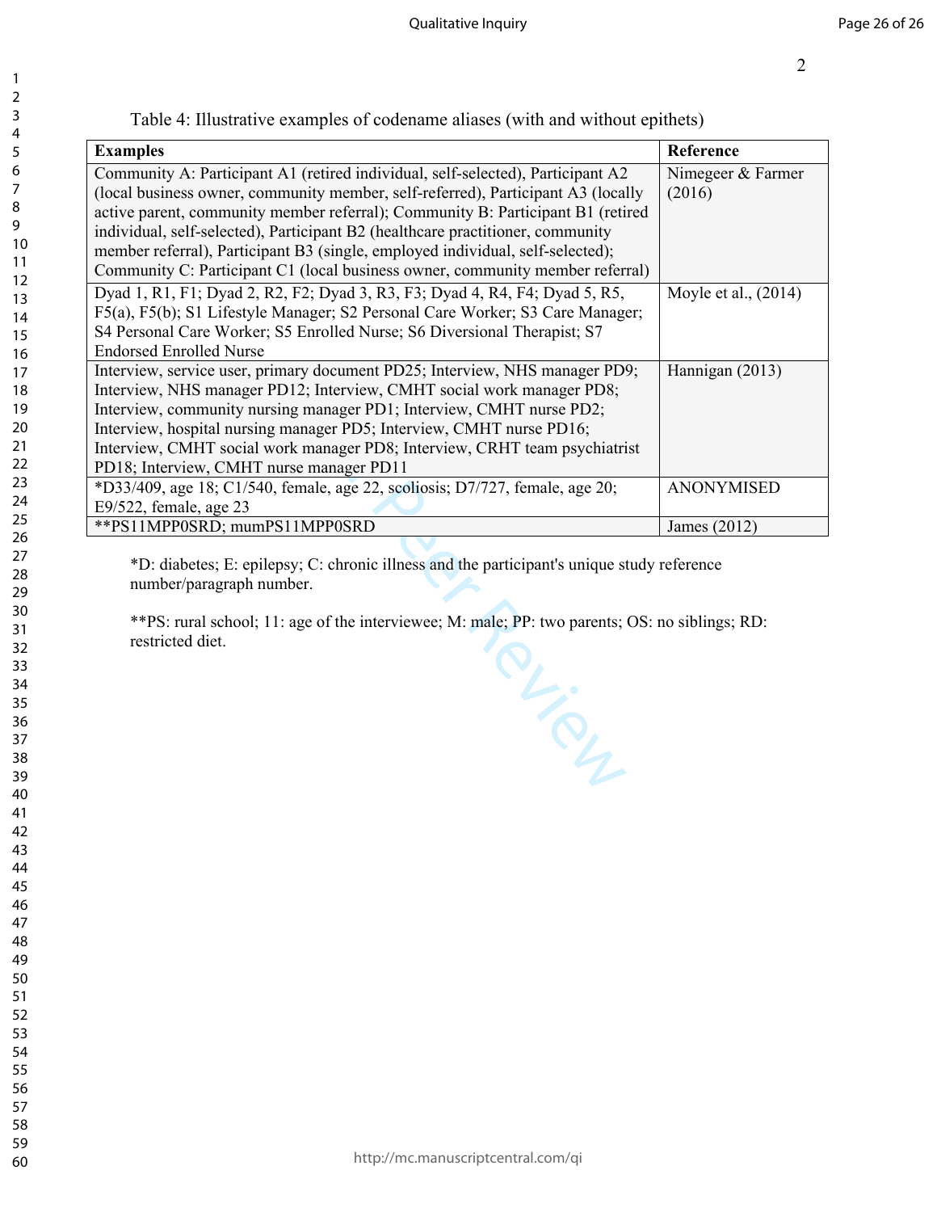Table 4: Illustrative examples of codename aliases (with and without epithets)

| Examples | Reference |
|---|---|
| Community A: Participant A1 (retired individual, self-selected), Participant A2 (local business owner, community member, self-referred), Participant A3 (locally active parent, community member referral); Community B: Participant B1 (retired individual, self-selected), Participant B2 (healthcare practitioner, community member referral), Participant B3 (single, employed individual, self-selected); Community C: Participant C1 (local business owner, community member referral) | Nimegeer & Farmer (2016) |
| Dyad 1, R1, F1; Dyad 2, R2, F2; Dyad 3, R3, F3; Dyad 4, R4, F4; Dyad 5, R5, F5(a), F5(b); S1 Lifestyle Manager; S2 Personal Care Worker; S3 Care Manager; S4 Personal Care Worker; S5 Enrolled Nurse; S6 Diversional Therapist; S7 Endorsed Enrolled Nurse | Moyle et al., (2014) |
| Interview, service user, primary document PD25; Interview, NHS manager PD9; Interview, NHS manager PD12; Interview, CMHT social work manager PD8; Interview, community nursing manager PD1; Interview, CMHT nurse PD2; Interview, hospital nursing manager PD5; Interview, CMHT nurse PD16; Interview, CMHT social work manager PD8; Interview, CRHT team psychiatrist PD18; Interview, CMHT nurse manager PD11 | Hannigan (2013) |
| *D33/409, age 18; C1/540, female, age 22, scoliosis; D7/727, female, age 20; E9/522, female, age 23 | ANONYMISED |
| **PS11MPP0SRD; mumPS11MPP0SRD | James (2012) |

*D: diabetes; E: epilepsy; C: chronic illness and the participant's unique study reference number/paragraph number.

**PS: rural school; 11: age of the interviewee; M: male; PP: two parents; OS: no siblings; RD: restricted diet.